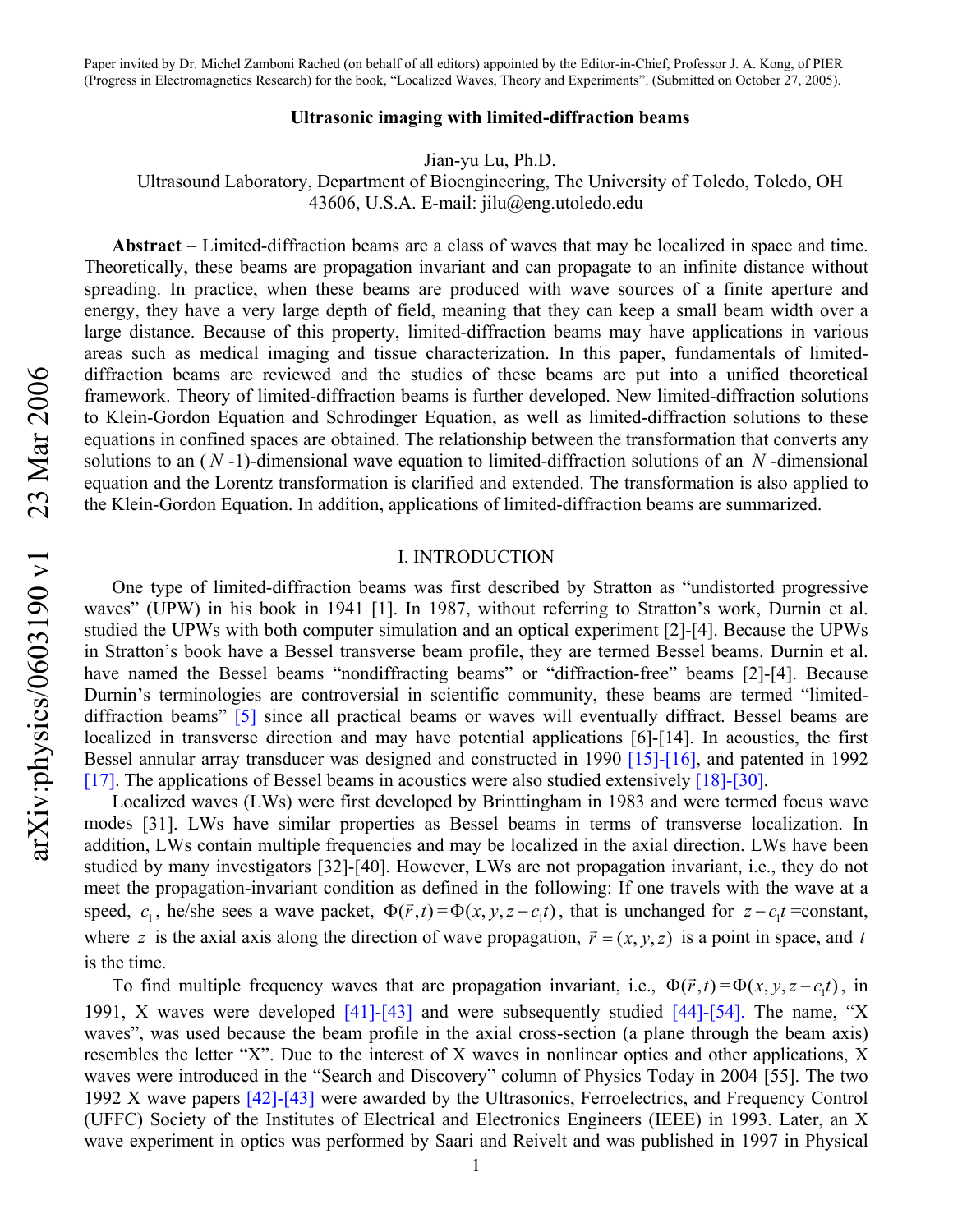Paper invited by Dr. Michel Zamboni Rached (on behalf of all editors) appointed by the Editor-in-Chief, Professor J. A. Kong, of PIER (Progress in Electromagnetics Research) for the book, "Localized Waves, Theory and Experiments". (Submitted on October 27, 2005).

# Ultrasonic imaging with limited-diffraction beams

Jian-yu Lu, Ph.D.
Ultrasound Laboratory, Department of Bioengineering, The University of Toledo, Toledo, OH 43606, U.S.A. E-mail: jilu@eng.utoledo.edu

**Abstract** – Limited-diffraction beams are a class of waves that may be localized in space and time. Theoretically, these beams are propagation invariant and can propagate to an infinite distance without spreading. In practice, when these beams are produced with wave sources of a finite aperture and energy, they have a very large depth of field, meaning that they can keep a small beam width over a large distance. Because of this property, limited-diffraction beams may have applications in various areas such as medical imaging and tissue characterization. In this paper, fundamentals of limited-diffraction beams are reviewed and the studies of these beams are put into a unified theoretical framework. Theory of limited-diffraction beams is further developed. New limited-diffraction solutions to Klein-Gordon Equation and Schrodinger Equation, as well as limited-diffraction solutions to these equations in confined spaces are obtained. The relationship between the transformation that converts any solutions to an ($N$-1)-dimensional wave equation to limited-diffraction solutions of an $N$-dimensional equation and the Lorentz transformation is clarified and extended. The transformation is also applied to the Klein-Gordon Equation. In addition, applications of limited-diffraction beams are summarized.

## I. INTRODUCTION

One type of limited-diffraction beams was first described by Stratton as "undistorted progressive waves" (UPW) in his book in 1941 [1]. In 1987, without referring to Stratton's work, Durnin et al. studied the UPWs with both computer simulation and an optical experiment [2]-[4]. Because the UPWs in Stratton's book have a Bessel transverse beam profile, they are termed Bessel beams. Durnin et al. have named the Bessel beams "nondiffracting beams" or "diffraction-free" beams [2]-[4]. Because Durnin's terminologies are controversial in scientific community, these beams are termed "limited-diffraction beams" [5] since all practical beams or waves will eventually diffract. Bessel beams are localized in transverse direction and may have potential applications [6]-[14]. In acoustics, the first Bessel annular array transducer was designed and constructed in 1990 [15]-[16], and patented in 1992 [17]. The applications of Bessel beams in acoustics were also studied extensively [18]-[30].

Localized waves (LWs) were first developed by Brinttingham in 1983 and were termed focus wave modes [31]. LWs have similar properties as Bessel beams in terms of transverse localization. In addition, LWs contain multiple frequencies and may be localized in the axial direction. LWs have been studied by many investigators [32]-[40]. However, LWs are not propagation invariant, i.e., they do not meet the propagation-invariant condition as defined in the following: If one travels with the wave at a speed, $c_1$, he/she sees a wave packet, $\Phi(\vec{r},t)=\Phi(x,y,z-c_1t)$, that is unchanged for $z-c_1t$ =constant, where $z$ is the axial axis along the direction of wave propagation, $\vec{r}=(x,y,z)$ is a point in space, and $t$ is the time.

To find multiple frequency waves that are propagation invariant, i.e., $\Phi(\vec{r},t)=\Phi(x,y,z-c_1t)$, in 1991, X waves were developed [41]-[43] and were subsequently studied [44]-[54]. The name, "X waves", was used because the beam profile in the axial cross-section (a plane through the beam axis) resembles the letter "X". Due to the interest of X waves in nonlinear optics and other applications, X waves were introduced in the "Search and Discovery" column of Physics Today in 2004 [55]. The two 1992 X wave papers [42]-[43] were awarded by the Ultrasonics, Ferroelectrics, and Frequency Control (UFFC) Society of the Institutes of Electrical and Electronics Engineers (IEEE) in 1993. Later, an X wave experiment in optics was performed by Saari and Reivelt and was published in 1997 in Physical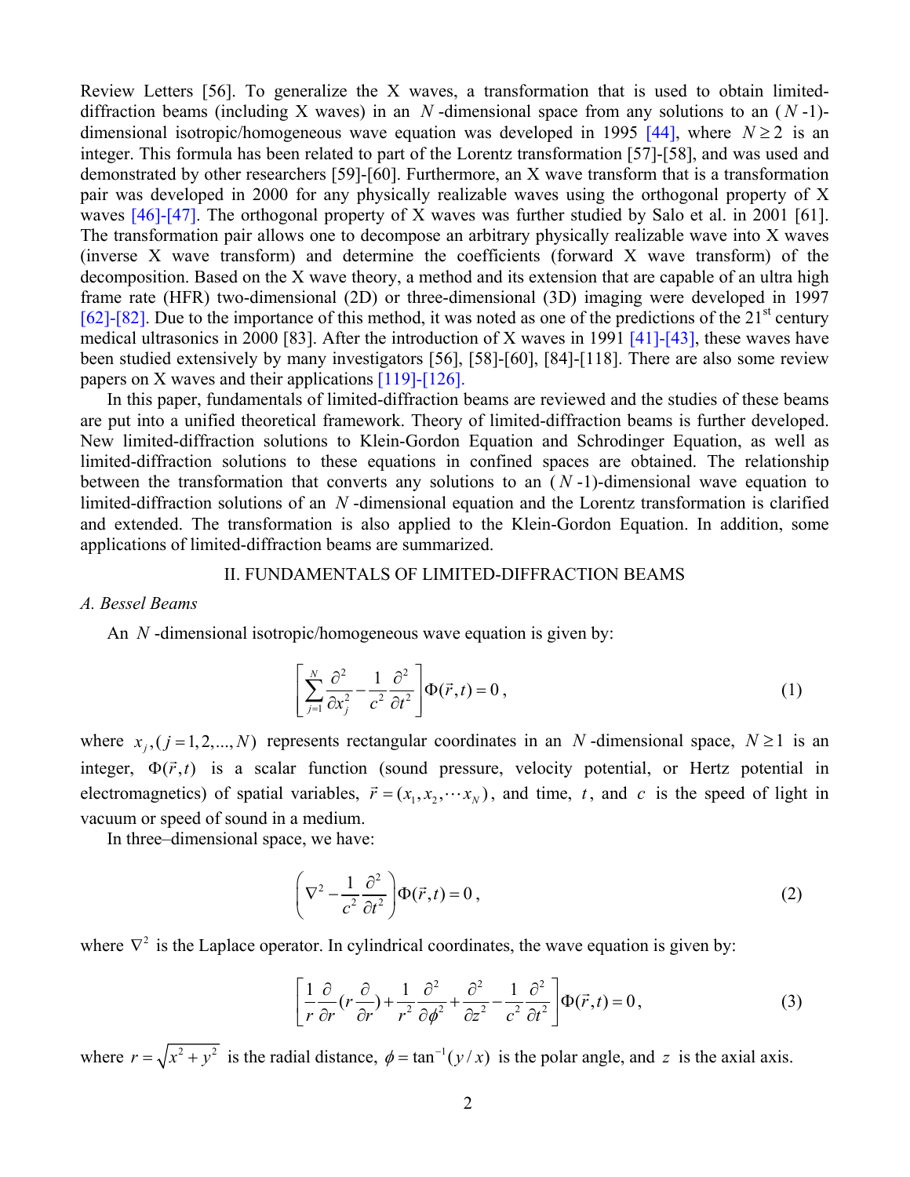Review Letters [56]. To generalize the X waves, a transformation that is used to obtain limited-diffraction beams (including X waves) in an $N$-dimensional space from any solutions to an ($N$-1)-dimensional isotropic/homogeneous wave equation was developed in 1995 [44], where $N \geq 2$ is an integer. This formula has been related to part of the Lorentz transformation [57]-[58], and was used and demonstrated by other researchers [59]-[60]. Furthermore, an X wave transform that is a transformation pair was developed in 2000 for any physically realizable waves using the orthogonal property of X waves [46]-[47]. The orthogonal property of X waves was further studied by Salo et al. in 2001 [61]. The transformation pair allows one to decompose an arbitrary physically realizable wave into X waves (inverse X wave transform) and determine the coefficients (forward X wave transform) of the decomposition. Based on the X wave theory, a method and its extension that are capable of an ultra high frame rate (HFR) two-dimensional (2D) or three-dimensional (3D) imaging were developed in 1997 [62]-[82]. Due to the importance of this method, it was noted as one of the predictions of the 21st century medical ultrasonics in 2000 [83]. After the introduction of X waves in 1991 [41]-[43], these waves have been studied extensively by many investigators [56], [58]-[60], [84]-[118]. There are also some review papers on X waves and their applications [119]-[126].

In this paper, fundamentals of limited-diffraction beams are reviewed and the studies of these beams are put into a unified theoretical framework. Theory of limited-diffraction beams is further developed. New limited-diffraction solutions to Klein-Gordon Equation and Schrodinger Equation, as well as limited-diffraction solutions to these equations in confined spaces are obtained. The relationship between the transformation that converts any solutions to an ($N$-1)-dimensional wave equation to limited-diffraction solutions of an $N$-dimensional equation and the Lorentz transformation is clarified and extended. The transformation is also applied to the Klein-Gordon Equation. In addition, some applications of limited-diffraction beams are summarized.

## II. FUNDAMENTALS OF LIMITED-DIFFRACTION BEAMS

### *A. Bessel Beams*

An $N$-dimensional isotropic/homogeneous wave equation is given by:

$$\left[\sum_{j=1}^{N} \frac{\partial^2}{\partial x_j^2} - \frac{1}{c^2}\frac{\partial^2}{\partial t^2}\right]\Phi(\vec{r},t) = 0\,, \tag{1}$$

where $x_j, (j = 1,2,...,N)$ represents rectangular coordinates in an $N$-dimensional space, $N \geq 1$ is an integer, $\Phi(\vec{r},t)$ is a scalar function (sound pressure, velocity potential, or Hertz potential in electromagnetics) of spatial variables, $\vec{r} = (x_1, x_2, \cdots x_N)$, and time, $t$, and $c$ is the speed of light in vacuum or speed of sound in a medium.

In three–dimensional space, we have:

$$\left(\nabla^2 - \frac{1}{c^2}\frac{\partial^2}{\partial t^2}\right)\Phi(\vec{r},t) = 0\,, \tag{2}$$

where $\nabla^2$ is the Laplace operator. In cylindrical coordinates, the wave equation is given by:

$$\left[\frac{1}{r}\frac{\partial}{\partial r}\left(r\frac{\partial}{\partial r}\right) + \frac{1}{r^2}\frac{\partial^2}{\partial \phi^2} + \frac{\partial^2}{\partial z^2} - \frac{1}{c^2}\frac{\partial^2}{\partial t^2}\right]\Phi(\vec{r},t) = 0\,, \tag{3}$$

where $r = \sqrt{x^2 + y^2}$ is the radial distance, $\phi = \tan^{-1}(y/x)$ is the polar angle, and $z$ is the axial axis.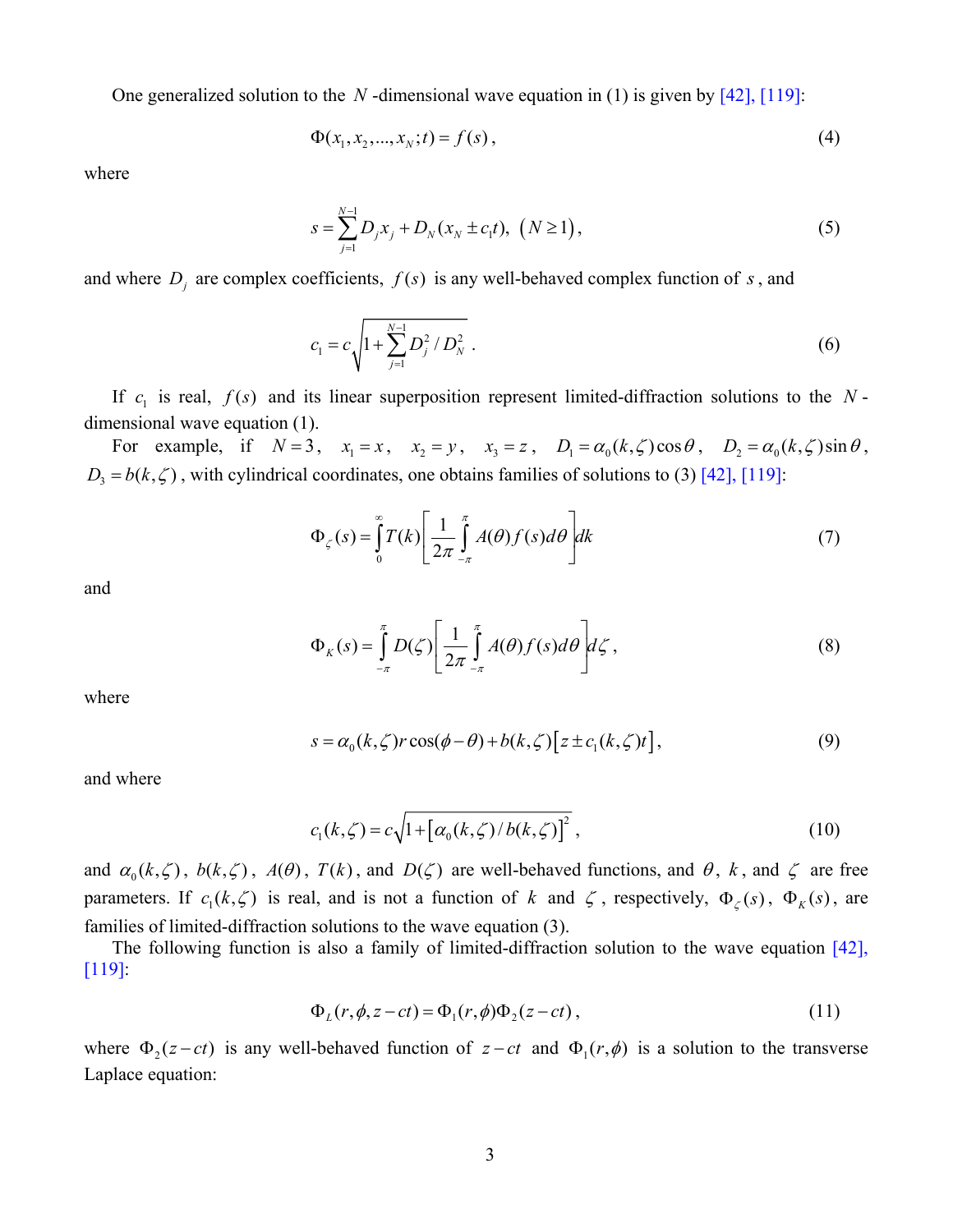One generalized solution to the $N$-dimensional wave equation in (1) is given by [42], [119]:

$$\Phi(x_1, x_2, ..., x_N; t) = f(s), \tag{4}$$

where

$$s = \sum_{j=1}^{N-1} D_j x_j + D_N(x_N \pm c_1 t), \ \left(N \geq 1\right), \tag{5}$$

and where $D_j$ are complex coefficients, $f(s)$ is any well-behaved complex function of $s$, and

$$c_1 = c\sqrt{1 + \sum_{j=1}^{N-1} D_j^2 / D_N^2}\,. \tag{6}$$

If $c_1$ is real, $f(s)$ and its linear superposition represent limited-diffraction solutions to the $N$-dimensional wave equation (1).

For example, if $N = 3$, $x_1 = x$, $x_2 = y$, $x_3 = z$, $D_1 = \alpha_0(k,\zeta)\cos\theta$, $D_2 = \alpha_0(k,\zeta)\sin\theta$, $D_3 = b(k,\zeta)$, with cylindrical coordinates, one obtains families of solutions to (3) [42], [119]:

$$\Phi_\zeta(s) = \int_0^\infty T(k)\left[\frac{1}{2\pi}\int_{-\pi}^{\pi} A(\theta) f(s) d\theta\right] dk \tag{7}$$

and

$$\Phi_K(s) = \int_{-\pi}^{\pi} D(\zeta)\left[\frac{1}{2\pi}\int_{-\pi}^{\pi} A(\theta) f(s) d\theta\right] d\zeta\,, \tag{8}$$

where

$$s = \alpha_0(k,\zeta) r \cos(\phi - \theta) + b(k,\zeta)\left[z \pm c_1(k,\zeta) t\right], \tag{9}$$

and where

$$c_1(k,\zeta) = c\sqrt{1 + \left[\alpha_0(k,\zeta)/b(k,\zeta)\right]^2}\,, \tag{10}$$

and $\alpha_0(k,\zeta)$, $b(k,\zeta)$, $A(\theta)$, $T(k)$, and $D(\zeta)$ are well-behaved functions, and $\theta$, $k$, and $\zeta$ are free parameters. If $c_1(k,\zeta)$ is real, and is not a function of $k$ and $\zeta$, respectively, $\Phi_\zeta(s)$, $\Phi_K(s)$, are families of limited-diffraction solutions to the wave equation (3).

The following function is also a family of limited-diffraction solution to the wave equation [42], [119]:

$$\Phi_L(r, \phi, z - ct) = \Phi_1(r, \phi)\Phi_2(z - ct)\,, \tag{11}$$

where $\Phi_2(z - ct)$ is any well-behaved function of $z - ct$ and $\Phi_1(r, \phi)$ is a solution to the transverse Laplace equation: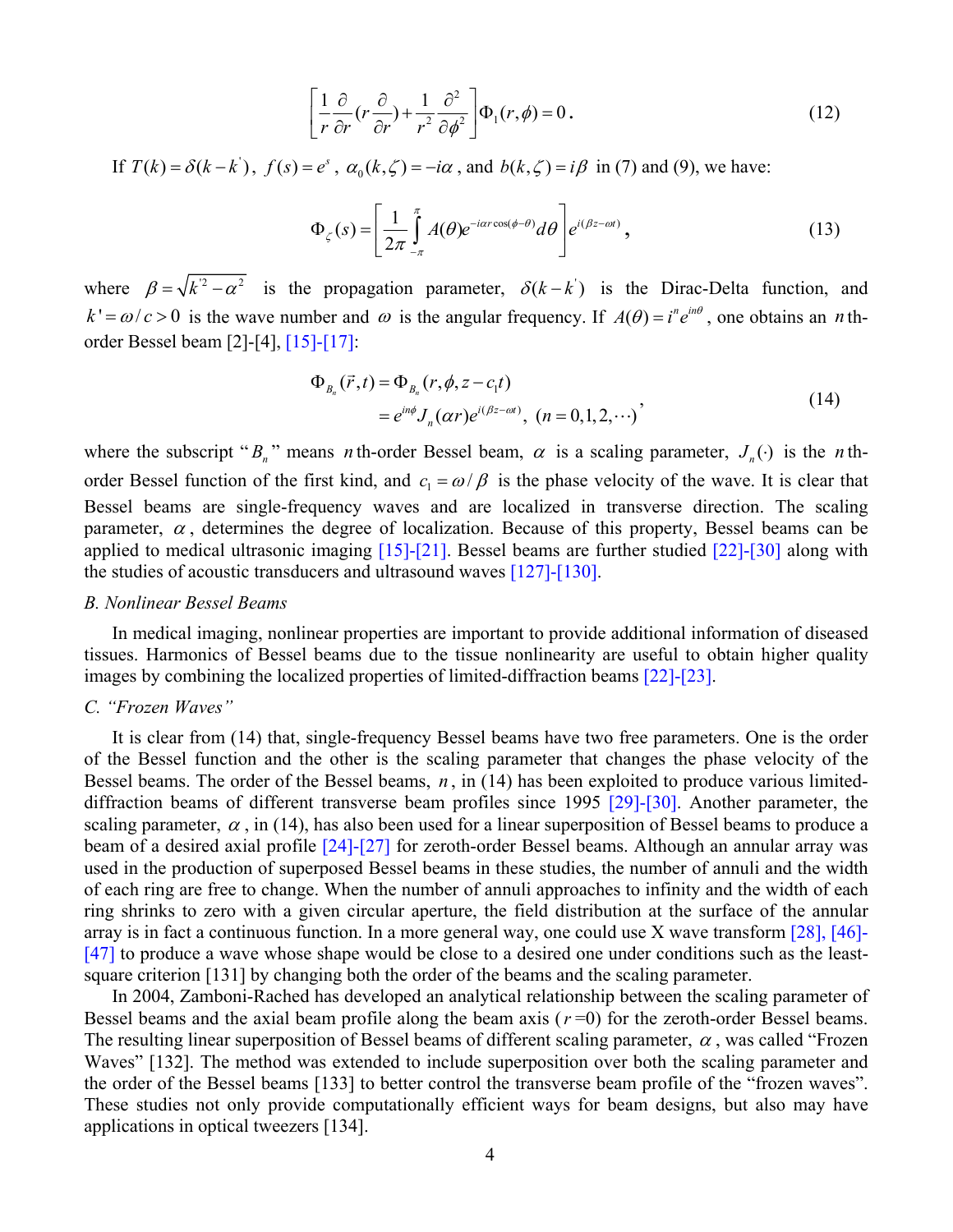$$\left[\frac{1}{r}\frac{\partial}{\partial r}(r\frac{\partial}{\partial r})+\frac{1}{r^2}\frac{\partial^2}{\partial\phi^2}\right]\Phi_1(r,\phi)=0. \tag{12}$$

If $T(k)=\delta(k-k')$, $f(s)=e^s$, $\alpha_0(k,\zeta)=-i\alpha$, and $b(k,\zeta)=i\beta$ in (7) and (9), we have:

$$\Phi_\zeta(s)=\left[\frac{1}{2\pi}\int_{-\pi}^{\pi}A(\theta)e^{-i\alpha r\cos(\phi-\theta)}d\theta\right]e^{i(\beta z-\omega t)}, \tag{13}$$

where $\beta=\sqrt{k'^2-\alpha^2}$ is the propagation parameter, $\delta(k-k')$ is the Dirac-Delta function, and $k'=\omega/c>0$ is the wave number and $\omega$ is the angular frequency. If $A(\theta)=i^n e^{in\theta}$, one obtains an $n$th-order Bessel beam [2]-[4], [15]-[17]:

$$\begin{aligned}\Phi_{B_n}(\vec{r},t)&=\Phi_{B_n}(r,\phi,z-c_1t)\\&=e^{in\phi}J_n(\alpha r)e^{i(\beta z-\omega t)},\ (n=0,1,2,\cdots)\end{aligned}, \tag{14}$$

where the subscript "$B_n$" means $n$th-order Bessel beam, $\alpha$ is a scaling parameter, $J_n(\cdot)$ is the $n$th-order Bessel function of the first kind, and $c_1=\omega/\beta$ is the phase velocity of the wave. It is clear that Bessel beams are single-frequency waves and are localized in transverse direction. The scaling parameter, $\alpha$, determines the degree of localization. Because of this property, Bessel beams can be applied to medical ultrasonic imaging [15]-[21]. Bessel beams are further studied [22]-[30] along with the studies of acoustic transducers and ultrasound waves [127]-[130].

### B. Nonlinear Bessel Beams

In medical imaging, nonlinear properties are important to provide additional information of diseased tissues. Harmonics of Bessel beams due to the tissue nonlinearity are useful to obtain higher quality images by combining the localized properties of limited-diffraction beams [22]-[23].

### C. "Frozen Waves"

It is clear from (14) that, single-frequency Bessel beams have two free parameters. One is the order of the Bessel function and the other is the scaling parameter that changes the phase velocity of the Bessel beams. The order of the Bessel beams, $n$, in (14) has been exploited to produce various limited-diffraction beams of different transverse beam profiles since 1995 [29]-[30]. Another parameter, the scaling parameter, $\alpha$, in (14), has also been used for a linear superposition of Bessel beams to produce a beam of a desired axial profile [24]-[27] for zeroth-order Bessel beams. Although an annular array was used in the production of superposed Bessel beams in these studies, the number of annuli and the width of each ring are free to change. When the number of annuli approaches to infinity and the width of each ring shrinks to zero with a given circular aperture, the field distribution at the surface of the annular array is in fact a continuous function. In a more general way, one could use X wave transform [28], [46]-[47] to produce a wave whose shape would be close to a desired one under conditions such as the least-square criterion [131] by changing both the order of the beams and the scaling parameter.

In 2004, Zamboni-Rached has developed an analytical relationship between the scaling parameter of Bessel beams and the axial beam profile along the beam axis ($r$=0) for the zeroth-order Bessel beams. The resulting linear superposition of Bessel beams of different scaling parameter, $\alpha$, was called "Frozen Waves" [132]. The method was extended to include superposition over both the scaling parameter and the order of the Bessel beams [133] to better control the transverse beam profile of the "frozen waves". These studies not only provide computationally efficient ways for beam designs, but also may have applications in optical tweezers [134].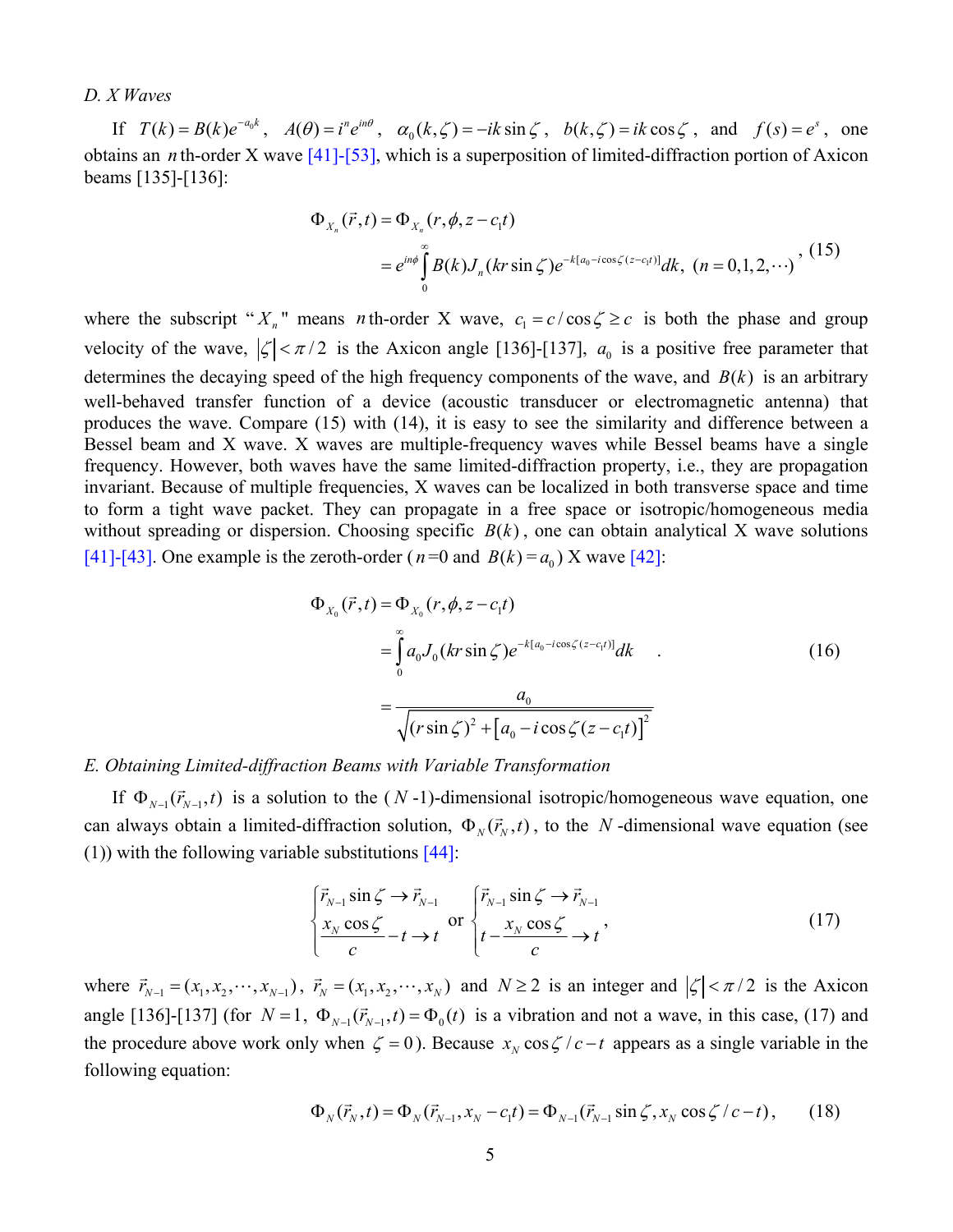*D. X Waves*

If $T(k) = B(k)e^{-a_0 k}$, $A(\theta) = i^n e^{in\theta}$, $\alpha_0(k,\zeta) = -ik\sin\zeta$, $b(k,\zeta) = ik\cos\zeta$, and $f(s) = e^s$, one obtains an $n$th-order X wave [41]-[53], which is a superposition of limited-diffraction portion of Axicon beams [135]-[136]:

$$\begin{aligned}\Phi_{X_n}(\vec{r},t) &= \Phi_{X_n}(r,\phi,z-c_1 t) \\ &= e^{in\phi}\int_0^\infty B(k)J_n(kr\sin\zeta)e^{-k[a_0 - i\cos\zeta(z-c_1 t)]}dk,\ (n=0,1,2,\cdots)\end{aligned}, \tag{15}$$

where the subscript "$X_n$" means $n$th-order X wave, $c_1 = c/\cos\zeta \geq c$ is both the phase and group velocity of the wave, $|\zeta| < \pi/2$ is the Axicon angle [136]-[137], $a_0$ is a positive free parameter that determines the decaying speed of the high frequency components of the wave, and $B(k)$ is an arbitrary well-behaved transfer function of a device (acoustic transducer or electromagnetic antenna) that produces the wave. Compare (15) with (14), it is easy to see the similarity and difference between a Bessel beam and X wave. X waves are multiple-frequency waves while Bessel beams have a single frequency. However, both waves have the same limited-diffraction property, i.e., they are propagation invariant. Because of multiple frequencies, X waves can be localized in both transverse space and time to form a tight wave packet. They can propagate in a free space or isotropic/homogeneous media without spreading or dispersion. Choosing specific $B(k)$, one can obtain analytical X wave solutions [41]-[43]. One example is the zeroth-order ($n$=0 and $B(k) = a_0$) X wave [42]:

$$\begin{aligned}\Phi_{X_0}(\vec{r},t) &= \Phi_{X_0}(r,\phi,z-c_1 t) \\ &= \int_0^\infty a_0 J_0(kr\sin\zeta)e^{-k[a_0 - i\cos\zeta(z-c_1 t)]}dk \\ &= \frac{a_0}{\sqrt{(r\sin\zeta)^2 + [a_0 - i\cos\zeta(z-c_1 t)]^2}}\end{aligned}. \tag{16}$$

*E. Obtaining Limited-diffraction Beams with Variable Transformation*

If $\Phi_{N-1}(\vec{r}_{N-1},t)$ is a solution to the ($N$-1)-dimensional isotropic/homogeneous wave equation, one can always obtain a limited-diffraction solution, $\Phi_N(\vec{r}_N,t)$, to the $N$-dimensional wave equation (see (1)) with the following variable substitutions [44]:

$$\begin{cases}\vec{r}_{N-1}\sin\zeta \to \vec{r}_{N-1} \\ \dfrac{x_N\cos\zeta}{c} - t \to t\end{cases} \text{ or } \begin{cases}\vec{r}_{N-1}\sin\zeta \to \vec{r}_{N-1} \\ t - \dfrac{x_N\cos\zeta}{c} \to t\end{cases}, \tag{17}$$

where $\vec{r}_{N-1} = (x_1, x_2, \cdots, x_{N-1})$, $\vec{r}_N = (x_1, x_2, \cdots, x_N)$ and $N \geq 2$ is an integer and $|\zeta| < \pi/2$ is the Axicon angle [136]-[137] (for $N=1$, $\Phi_{N-1}(\vec{r}_{N-1},t) = \Phi_0(t)$ is a vibration and not a wave, in this case, (17) and the procedure above work only when $\zeta = 0$). Because $x_N\cos\zeta/c - t$ appears as a single variable in the following equation:

$$\Phi_N(\vec{r}_N,t) = \Phi_N(\vec{r}_{N-1}, x_N - c_1 t) = \Phi_{N-1}(\vec{r}_{N-1}\sin\zeta, x_N\cos\zeta/c - t), \tag{18}$$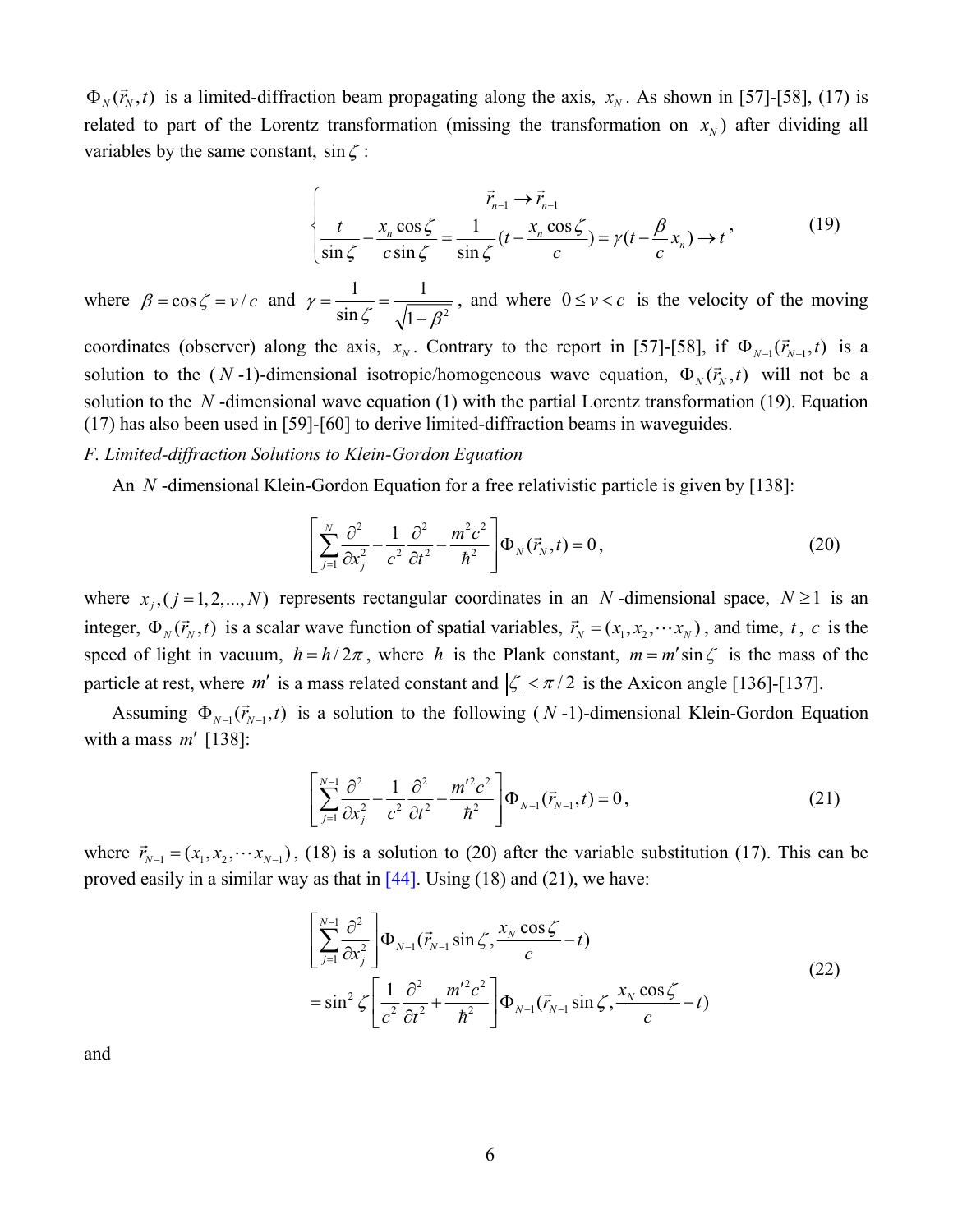$\Phi_N(\vec{r}_N, t)$ is a limited-diffraction beam propagating along the axis, $x_N$. As shown in [57]-[58], (17) is related to part of the Lorentz transformation (missing the transformation on $x_N$) after dividing all variables by the same constant, $\sin\zeta$:

$$
\begin{cases}
\vec{r}_{n-1} \rightarrow \vec{r}_{n-1} \\
\dfrac{t}{\sin\zeta} - \dfrac{x_n \cos\zeta}{c\sin\zeta} = \dfrac{1}{\sin\zeta}(t - \dfrac{x_n \cos\zeta}{c}) = \gamma(t - \dfrac{\beta}{c}x_n) \rightarrow t
\end{cases}, \tag{19}
$$

where $\beta = \cos\zeta = v/c$ and $\gamma = \dfrac{1}{\sin\zeta} = \dfrac{1}{\sqrt{1-\beta^2}}$, and where $0 \le v < c$ is the velocity of the moving coordinates (observer) along the axis, $x_N$. Contrary to the report in [57]-[58], if $\Phi_{N-1}(\vec{r}_{N-1}, t)$ is a solution to the ($N$-1)-dimensional isotropic/homogeneous wave equation, $\Phi_N(\vec{r}_N, t)$ will not be a solution to the $N$-dimensional wave equation (1) with the partial Lorentz transformation (19). Equation (17) has also been used in [59]-[60] to derive limited-diffraction beams in waveguides.

*F. Limited-diffraction Solutions to Klein-Gordon Equation*

An $N$-dimensional Klein-Gordon Equation for a free relativistic particle is given by [138]:

$$
\left[\sum_{j=1}^{N} \frac{\partial^2}{\partial x_j^2} - \frac{1}{c^2}\frac{\partial^2}{\partial t^2} - \frac{m^2 c^2}{\hbar^2}\right]\Phi_N(\vec{r}_N, t) = 0, \tag{20}
$$

where $x_j, (j = 1, 2, ..., N)$ represents rectangular coordinates in an $N$-dimensional space, $N \ge 1$ is an integer, $\Phi_N(\vec{r}_N, t)$ is a scalar wave function of spatial variables, $\vec{r}_N = (x_1, x_2, \cdots x_N)$, and time, $t$, $c$ is the speed of light in vacuum, $\hbar = h/2\pi$, where $h$ is the Plank constant, $m = m'\sin\zeta$ is the mass of the particle at rest, where $m'$ is a mass related constant and $|\zeta| < \pi/2$ is the Axicon angle [136]-[137].

Assuming $\Phi_{N-1}(\vec{r}_{N-1}, t)$ is a solution to the following ($N$-1)-dimensional Klein-Gordon Equation with a mass $m'$ [138]:

$$
\left[\sum_{j=1}^{N-1} \frac{\partial^2}{\partial x_j^2} - \frac{1}{c^2}\frac{\partial^2}{\partial t^2} - \frac{m'^2 c^2}{\hbar^2}\right]\Phi_{N-1}(\vec{r}_{N-1}, t) = 0, \tag{21}
$$

where $\vec{r}_{N-1} = (x_1, x_2, \cdots x_{N-1})$, (18) is a solution to (20) after the variable substitution (17). This can be proved easily in a similar way as that in [44]. Using (18) and (21), we have:

$$
\begin{aligned}
&\left[\sum_{j=1}^{N-1} \frac{\partial^2}{\partial x_j^2}\right]\Phi_{N-1}(\vec{r}_{N-1}\sin\zeta, \frac{x_N \cos\zeta}{c} - t) \\
&= \sin^2\zeta \left[\frac{1}{c^2}\frac{\partial^2}{\partial t^2} + \frac{m'^2 c^2}{\hbar^2}\right]\Phi_{N-1}(\vec{r}_{N-1}\sin\zeta, \frac{x_N \cos\zeta}{c} - t)
\end{aligned} \tag{22}
$$

and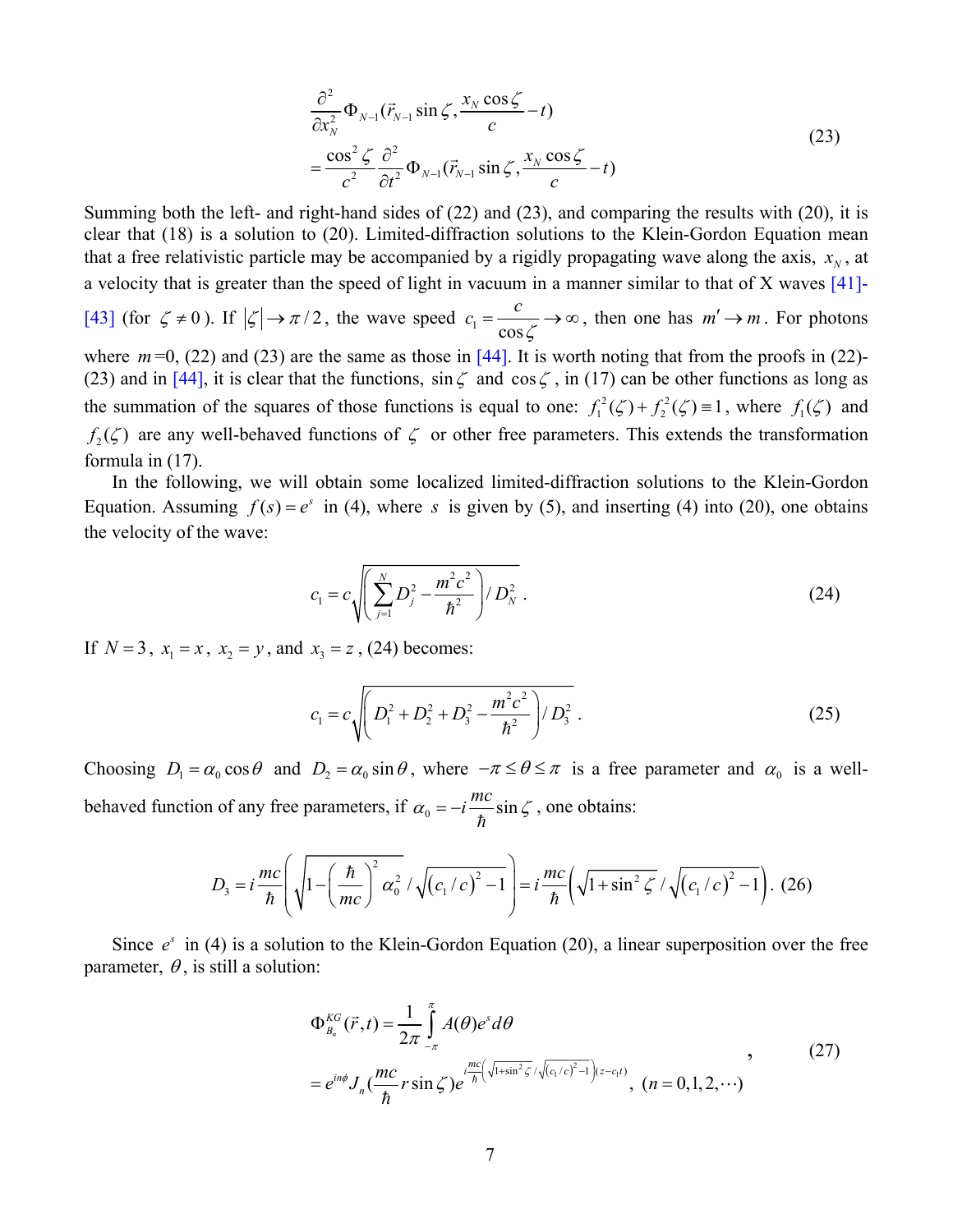$$\frac{\partial^2}{\partial x_N^2}\Phi_{N-1}(\vec{r}_{N-1}\sin\zeta, \frac{x_N\cos\zeta}{c}-t)$$
$$=\frac{\cos^2\zeta}{c^2}\frac{\partial^2}{\partial t^2}\Phi_{N-1}(\vec{r}_{N-1}\sin\zeta, \frac{x_N\cos\zeta}{c}-t) \tag{23}$$

Summing both the left- and right-hand sides of (22) and (23), and comparing the results with (20), it is clear that (18) is a solution to (20). Limited-diffraction solutions to the Klein-Gordon Equation mean that a free relativistic particle may be accompanied by a rigidly propagating wave along the axis, $x_N$, at a velocity that is greater than the speed of light in vacuum in a manner similar to that of X waves [41]-[43] (for $\zeta \neq 0$). If $|\zeta| \to \pi/2$, the wave speed $c_1 = \dfrac{c}{\cos\zeta} \to \infty$, then one has $m' \to m$. For photons where $m$=0, (22) and (23) are the same as those in [44]. It is worth noting that from the proofs in (22)-(23) and in [44], it is clear that the functions, $\sin\zeta$ and $\cos\zeta$, in (17) can be other functions as long as the summation of the squares of those functions is equal to one: $f_1^2(\zeta)+f_2^2(\zeta)\equiv 1$, where $f_1(\zeta)$ and $f_2(\zeta)$ are any well-behaved functions of $\zeta$ or other free parameters. This extends the transformation formula in (17).

In the following, we will obtain some localized limited-diffraction solutions to the Klein-Gordon Equation. Assuming $f(s)=e^s$ in (4), where $s$ is given by (5), and inserting (4) into (20), one obtains the velocity of the wave:

$$c_1 = c\sqrt{\left(\sum_{j=1}^{N} D_j^2 - \frac{m^2c^2}{\hbar^2}\right)/D_N^2}\,. \tag{24}$$

If $N=3$, $x_1=x$, $x_2=y$, and $x_3=z$, (24) becomes:

$$c_1 = c\sqrt{\left(D_1^2+D_2^2+D_3^2-\frac{m^2c^2}{\hbar^2}\right)/D_3^2}\,. \tag{25}$$

Choosing $D_1=\alpha_0\cos\theta$ and $D_2=\alpha_0\sin\theta$, where $-\pi\le\theta\le\pi$ is a free parameter and $\alpha_0$ is a well-behaved function of any free parameters, if $\alpha_0 = -i\dfrac{mc}{\hbar}\sin\zeta$, one obtains:

$$D_3 = i\frac{mc}{\hbar}\left(\sqrt{1-\left(\frac{\hbar}{mc}\right)^2\alpha_0^2}\Big/\sqrt{(c_1/c)^2-1}\right) = i\frac{mc}{\hbar}\left(\sqrt{1+\sin^2\zeta}\Big/\sqrt{(c_1/c)^2-1}\right). \tag{26}$$

Since $e^s$ in (4) is a solution to the Klein-Gordon Equation (20), a linear superposition over the free parameter, $\theta$, is still a solution:

$$\Phi_{B_n}^{KG}(\vec{r},t) = \frac{1}{2\pi}\int_{-\pi}^{\pi} A(\theta)e^s d\theta$$
$$= e^{in\phi}J_n(\frac{mc}{\hbar}r\sin\zeta)e^{i\frac{mc}{\hbar}\left(\sqrt{1+\sin^2\zeta}/\sqrt{(c_1/c)^2-1}\right)(z-c_1t)},\ (n=0,1,2,\cdots) \tag{27}$$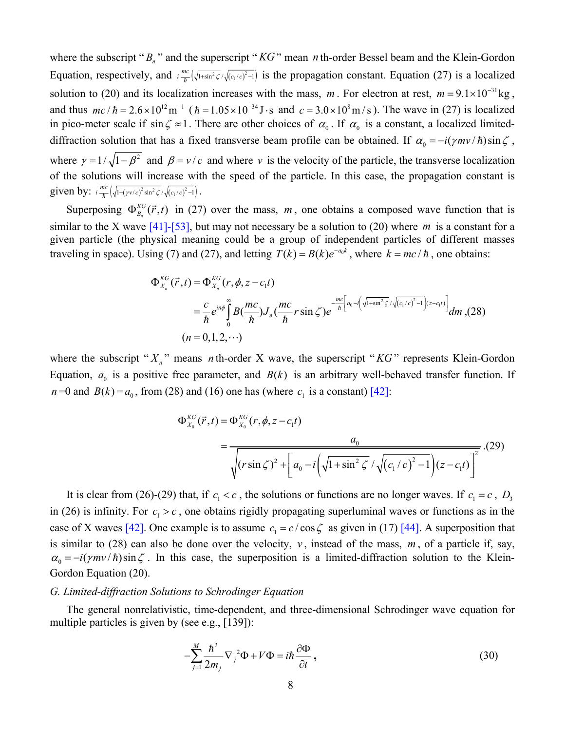where the subscript "$B_n$" and the superscript "$KG$" mean $n$th-order Bessel beam and the Klein-Gordon Equation, respectively, and $i\frac{mc}{\hbar}\left(\sqrt{1+\sin^2\zeta}/\sqrt{(c_1/c)^2-1}\right)$ is the propagation constant. Equation (27) is a localized solution to (20) and its localization increases with the mass, $m$. For electron at rest, $m = 9.1\times10^{-31}\,\text{kg}$, and thus $mc/\hbar = 2.6\times10^{12}\,\text{m}^{-1}$ ($\hbar = 1.05\times10^{-34}\,\text{J}\cdot\text{s}$ and $c = 3.0\times10^{8}\,\text{m/s}$). The wave in (27) is localized in pico-meter scale if $\sin\zeta \approx 1$. There are other choices of $\alpha_0$. If $\alpha_0$ is a constant, a localized limited-diffraction solution that has a fixed transverse beam profile can be obtained. If $\alpha_0 = -i(\gamma m v/\hbar)\sin\zeta$, where $\gamma = 1/\sqrt{1-\beta^2}$ and $\beta = v/c$ and where $v$ is the velocity of the particle, the transverse localization of the solutions will increase with the speed of the particle. In this case, the propagation constant is given by: $i\frac{mc}{\hbar}\left(\sqrt{1+(\gamma v/c)^2\sin^2\zeta}/\sqrt{(c_1/c)^2-1}\right)$.

Superposing $\Phi_{B_n}^{KG}(\vec{r},t)$ in (27) over the mass, $m$, one obtains a composed wave function that is similar to the X wave [41]-[53], but may not necessary be a solution to (20) where $m$ is a constant for a given particle (the physical meaning could be a group of independent particles of different masses traveling in space). Using (7) and (27), and letting $T(k) = B(k)e^{-a_0 k}$, where $k = mc/\hbar$, one obtains:

$$
\begin{aligned}
\Phi_{X_n}^{KG}(\vec{r},t) &= \Phi_{X_n}^{KG}(r,\phi,z-c_1 t) \\
&= \frac{c}{\hbar}e^{in\phi}\int_0^\infty B\left(\frac{mc}{\hbar}\right)J_n\left(\frac{mc}{\hbar}r\sin\zeta\right)e^{-\frac{mc}{\hbar}\left[a_0 - i\left(\sqrt{1+\sin^2\zeta}/\sqrt{(c_1/c)^2-1}\right)(z-c_1 t)\right]}dm\,, \quad (28) \\
&(n = 0,1,2,\cdots)
\end{aligned}
$$

where the subscript "$X_n$" means $n$th-order X wave, the superscript "$KG$" represents Klein-Gordon Equation, $a_0$ is a positive free parameter, and $B(k)$ is an arbitrary well-behaved transfer function. If $n=0$ and $B(k)=a_0$, from (28) and (16) one has (where $c_1$ is a constant) [42]:

$$
\begin{aligned}
\Phi_{X_0}^{KG}(\vec{r},t) &= \Phi_{X_0}^{KG}(r,\phi,z-c_1 t) \\
&= \frac{a_0}{\sqrt{(r\sin\zeta)^2 + \left[a_0 - i\left(\sqrt{1+\sin^2\zeta}/\sqrt{(c_1/c)^2-1}\right)(z-c_1 t)\right]^2}}\,. \quad (29)
\end{aligned}
$$

It is clear from (26)-(29) that, if $c_1 < c$, the solutions or functions are no longer waves. If $c_1 = c$, $D_3$ in (26) is infinity. For $c_1 > c$, one obtains rigidly propagating superluminal waves or functions as in the case of X waves [42]. One example is to assume $c_1 = c/\cos\zeta$ as given in (17) [44]. A superposition that is similar to (28) can also be done over the velocity, $v$, instead of the mass, $m$, of a particle if, say, $\alpha_0 = -i(\gamma m v/\hbar)\sin\zeta$. In this case, the superposition is a limited-diffraction solution to the Klein-Gordon Equation (20).

*G. Limited-diffraction Solutions to Schrodinger Equation*

The general nonrelativistic, time-dependent, and three-dimensional Schrodinger wave equation for multiple particles is given by (see e.g., [139]):

$$
-\sum_{j=1}^{M}\frac{\hbar^2}{2m_j}\nabla_j^{\,2}\Phi + V\Phi = i\hbar\frac{\partial\Phi}{\partial t}\,, \quad (30)
$$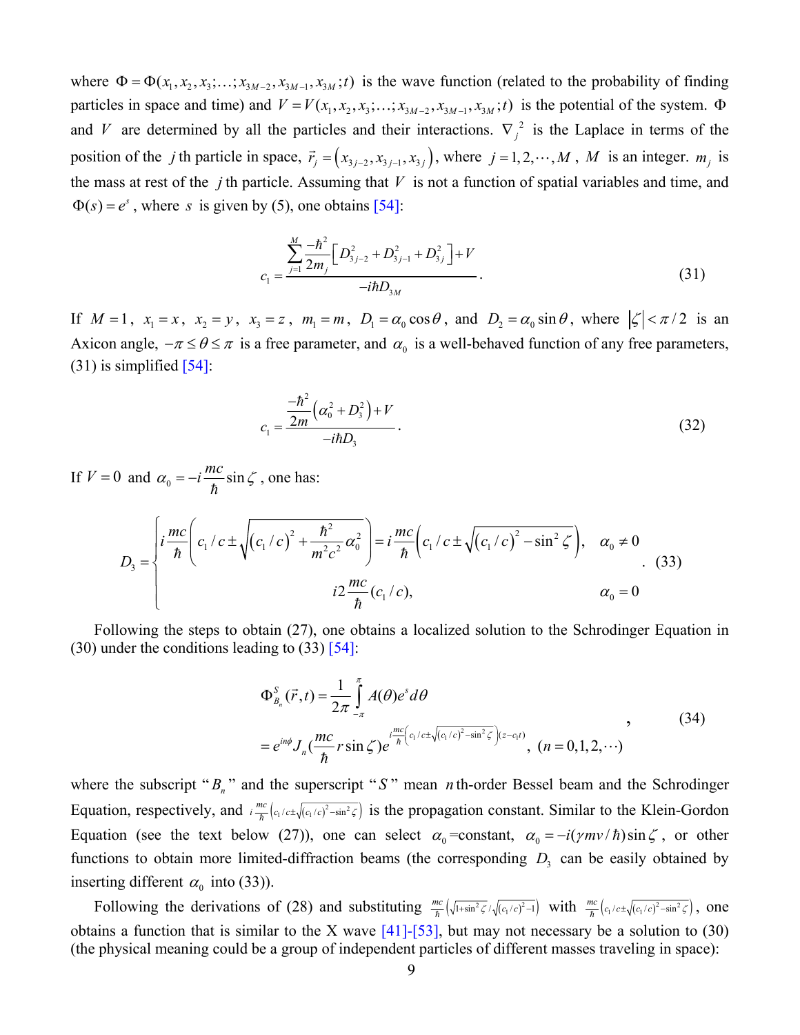where $\Phi = \Phi(x_1, x_2, x_3; \ldots; x_{3M-2}, x_{3M-1}, x_{3M}; t)$ is the wave function (related to the probability of finding particles in space and time) and $V = V(x_1, x_2, x_3; \ldots; x_{3M-2}, x_{3M-1}, x_{3M}; t)$ is the potential of the system. $\Phi$ and $V$ are determined by all the particles and their interactions. $\nabla_j^2$ is the Laplace in terms of the position of the $j$th particle in space, $\vec{r}_j = \left(x_{3j-2}, x_{3j-1}, x_{3j}\right)$, where $j = 1, 2, \cdots, M$, $M$ is an integer. $m_j$ is the mass at rest of the $j$th particle. Assuming that $V$ is not a function of spatial variables and time, and $\Phi(s) = e^s$, where $s$ is given by (5), one obtains [54]:

$$c_1 = \frac{\sum_{j=1}^{M} \frac{-\hbar^2}{2m_j}\left[D_{3j-2}^2 + D_{3j-1}^2 + D_{3j}^2\right] + V}{-i\hbar D_{3M}}. \tag{31}$$

If $M = 1$, $x_1 = x$, $x_2 = y$, $x_3 = z$, $m_1 = m$, $D_1 = \alpha_0 \cos\theta$, and $D_2 = \alpha_0 \sin\theta$, where $|\zeta| < \pi/2$ is an Axicon angle, $-\pi \le \theta \le \pi$ is a free parameter, and $\alpha_0$ is a well-behaved function of any free parameters, (31) is simplified [54]:

$$c_1 = \frac{\frac{-\hbar^2}{2m}\left(\alpha_0^2 + D_3^2\right) + V}{-i\hbar D_3}. \tag{32}$$

If $V = 0$ and $\alpha_0 = -i\frac{mc}{\hbar}\sin\zeta$, one has:

$$D_3 = \begin{cases} i\frac{mc}{\hbar}\left(c_1/c \pm \sqrt{\left(c_1/c\right)^2 + \frac{\hbar^2}{m^2c^2}\alpha_0^2}\right) = i\frac{mc}{\hbar}\left(c_1/c \pm \sqrt{\left(c_1/c\right)^2 - \sin^2\zeta}\right), & \alpha_0 \neq 0 \\ i2\frac{mc}{\hbar}(c_1/c), & \alpha_0 = 0 \end{cases}. \tag{33}$$

Following the steps to obtain (27), one obtains a localized solution to the Schrodinger Equation in (30) under the conditions leading to (33) [54]:

$$\begin{aligned} \Phi_{B_n}^S(\vec{r}, t) &= \frac{1}{2\pi}\int_{-\pi}^{\pi} A(\theta) e^s d\theta \\ &= e^{in\phi} J_n\left(\frac{mc}{\hbar} r \sin\zeta\right) e^{i\frac{mc}{\hbar}\left(c_1/c \pm \sqrt{\left(c_1/c\right)^2 - \sin^2\zeta}\right)(z - c_1 t)}, \ (n = 0, 1, 2, \cdots) \end{aligned}, \tag{34}$$

where the subscript "$B_n$" and the superscript "$S$" mean $n$th-order Bessel beam and the Schrodinger Equation, respectively, and $i\frac{mc}{\hbar}\left(c_1/c \pm \sqrt{\left(c_1/c\right)^2 - \sin^2\zeta}\right)$ is the propagation constant. Similar to the Klein-Gordon Equation (see the text below (27)), one can select $\alpha_0$=constant, $\alpha_0 = -i(\gamma m v/\hbar)\sin\zeta$, or other functions to obtain more limited-diffraction beams (the corresponding $D_3$ can be easily obtained by inserting different $\alpha_0$ into (33)).

Following the derivations of (28) and substituting $\frac{mc}{\hbar}\left(\sqrt{1+\sin^2\zeta}/\sqrt{\left(c_1/c\right)^2 - 1}\right)$ with $\frac{mc}{\hbar}\left(c_1/c \pm \sqrt{\left(c_1/c\right)^2 - \sin^2\zeta}\right)$, one obtains a function that is similar to the X wave [41]-[53], but may not necessary be a solution to (30) (the physical meaning could be a group of independent particles of different masses traveling in space):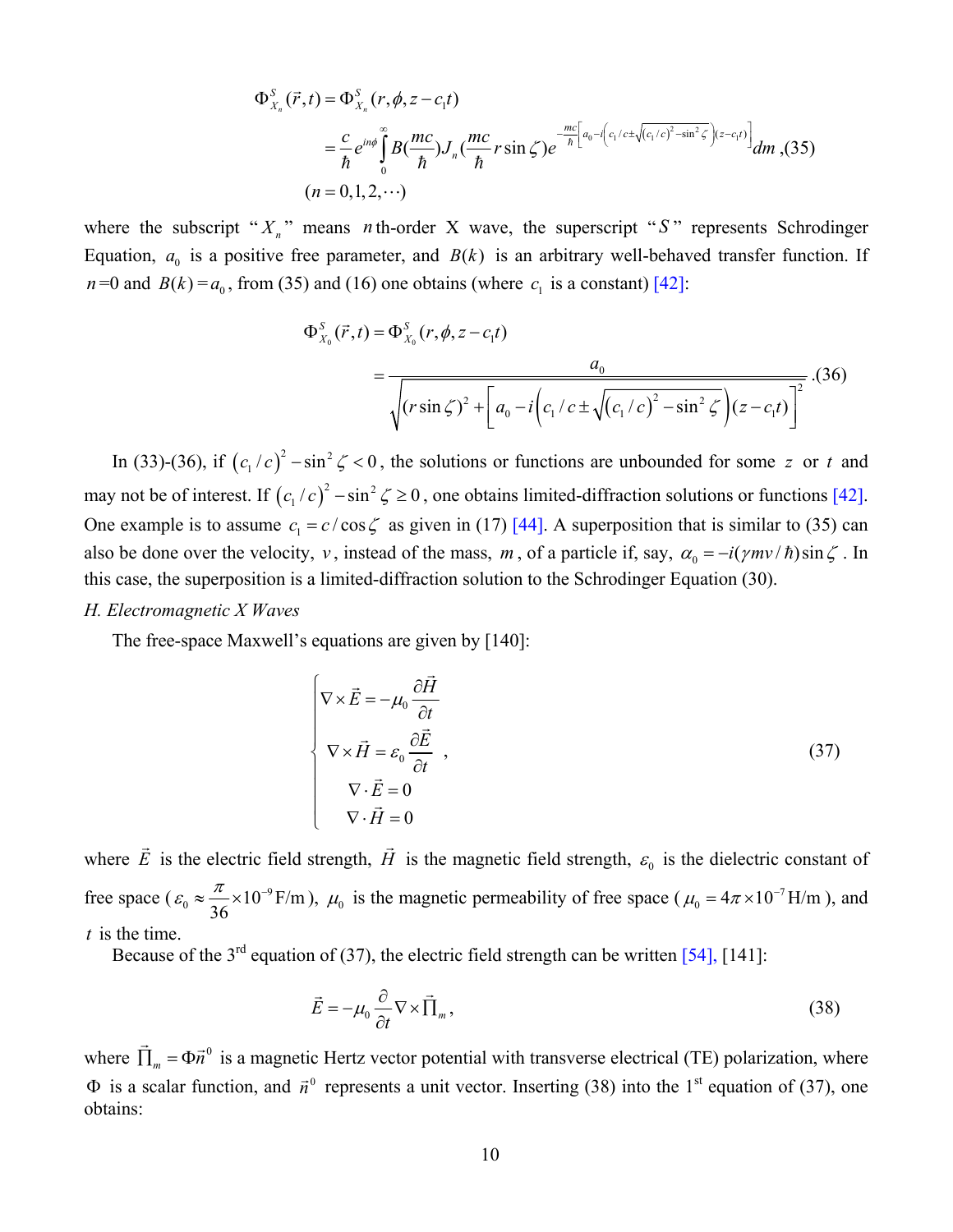$$
\begin{aligned}
\Phi_{X_n}^S(\vec{r},t) &= \Phi_{X_n}^S(r,\phi,z-c_1t) \\
&= \frac{c}{\hbar} e^{in\phi} \int_0^\infty B(\frac{mc}{\hbar}) J_n(\frac{mc}{\hbar} r\sin\zeta) e^{-\frac{mc}{\hbar}\left[a_0 - i\left(c_1/c \pm \sqrt{(c_1/c)^2 - \sin^2\zeta}\right)(z-c_1t)\right]} dm \\
&(n = 0,1,2,\cdots)
\end{aligned} \quad (35)
$$

where the subscript "$X_n$" means $n$th-order X wave, the superscript "$S$" represents Schrodinger Equation, $a_0$ is a positive free parameter, and $B(k)$ is an arbitrary well-behaved transfer function. If $n$=0 and $B(k) = a_0$, from (35) and (16) one obtains (where $c_1$ is a constant) [42]:

$$
\begin{aligned}
\Phi_{X_0}^S(\vec{r},t) &= \Phi_{X_0}^S(r,\phi,z-c_1t) \\
&= \frac{a_0}{\sqrt{(r\sin\zeta)^2 + \left[a_0 - i\left(c_1/c \pm \sqrt{(c_1/c)^2 - \sin^2\zeta}\right)(z-c_1t)\right]^2}}
\end{aligned} \quad (36)
$$

In (33)-(36), if $(c_1/c)^2 - \sin^2\zeta < 0$, the solutions or functions are unbounded for some $z$ or $t$ and may not be of interest. If $(c_1/c)^2 - \sin^2\zeta \geq 0$, one obtains limited-diffraction solutions or functions [42]. One example is to assume $c_1 = c/\cos\zeta$ as given in (17) [44]. A superposition that is similar to (35) can also be done over the velocity, $v$, instead of the mass, $m$, of a particle if, say, $\alpha_0 = -i(\gamma mv/\hbar)\sin\zeta$. In this case, the superposition is a limited-diffraction solution to the Schrodinger Equation (30).

*H. Electromagnetic X Waves*

The free-space Maxwell's equations are given by [140]:

$$
\begin{cases}
\nabla \times \vec{E} = -\mu_0 \dfrac{\partial \vec{H}}{\partial t} \\
\nabla \times \vec{H} = \varepsilon_0 \dfrac{\partial \vec{E}}{\partial t} \\
\nabla \cdot \vec{E} = 0 \\
\nabla \cdot \vec{H} = 0
\end{cases}, \quad (37)
$$

where $\vec{E}$ is the electric field strength, $\vec{H}$ is the magnetic field strength, $\varepsilon_0$ is the dielectric constant of free space ($\varepsilon_0 \approx \frac{\pi}{36} \times 10^{-9}$ F/m), $\mu_0$ is the magnetic permeability of free space ($\mu_0 = 4\pi \times 10^{-7}$ H/m), and $t$ is the time.

Because of the 3rd equation of (37), the electric field strength can be written [54], [141]:

$$
\vec{E} = -\mu_0 \frac{\partial}{\partial t} \nabla \times \vec{\Pi}_m, \quad (38)
$$

where $\vec{\Pi}_m = \Phi \vec{n}^0$ is a magnetic Hertz vector potential with transverse electrical (TE) polarization, where $\Phi$ is a scalar function, and $\vec{n}^0$ represents a unit vector. Inserting (38) into the 1st equation of (37), one obtains: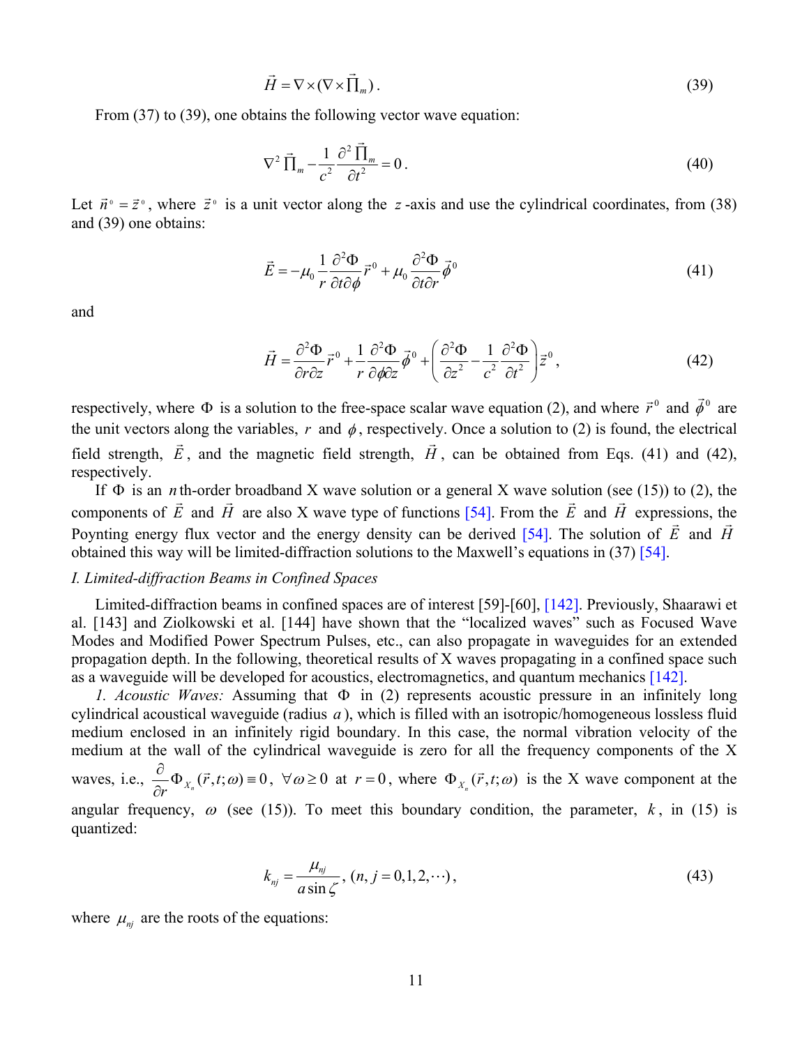$$\vec{H} = \nabla \times (\nabla \times \vec{\prod}_m) . \tag{39}$$

From (37) to (39), one obtains the following vector wave equation:

$$\nabla^2 \vec{\prod}_m - \frac{1}{c^2}\frac{\partial^2 \vec{\prod}_m}{\partial t^2} = 0 . \tag{40}$$

Let $\vec{n}^0 = \vec{z}^0$, where $\vec{z}^0$ is a unit vector along the $z$-axis and use the cylindrical coordinates, from (38) and (39) one obtains:

$$\vec{E} = -\mu_0 \frac{1}{r}\frac{\partial^2 \Phi}{\partial t \partial \phi}\vec{r}^0 + \mu_0 \frac{\partial^2 \Phi}{\partial t \partial r}\vec{\phi}^0 \tag{41}$$

and

$$\vec{H} = \frac{\partial^2 \Phi}{\partial r \partial z}\vec{r}^0 + \frac{1}{r}\frac{\partial^2 \Phi}{\partial \phi \partial z}\vec{\phi}^0 + \left(\frac{\partial^2 \Phi}{\partial z^2} - \frac{1}{c^2}\frac{\partial^2 \Phi}{\partial t^2}\right)\vec{z}^0 , \tag{42}$$

respectively, where $\Phi$ is a solution to the free-space scalar wave equation (2), and where $\vec{r}^0$ and $\vec{\phi}^0$ are the unit vectors along the variables, $r$ and $\phi$, respectively. Once a solution to (2) is found, the electrical field strength, $\vec{E}$, and the magnetic field strength, $\vec{H}$, can be obtained from Eqs. (41) and (42), respectively.

If $\Phi$ is an $n$th-order broadband X wave solution or a general X wave solution (see (15)) to (2), the components of $\vec{E}$ and $\vec{H}$ are also X wave type of functions [54]. From the $\vec{E}$ and $\vec{H}$ expressions, the Poynting energy flux vector and the energy density can be derived [54]. The solution of $\vec{E}$ and $\vec{H}$ obtained this way will be limited-diffraction solutions to the Maxwell's equations in (37) [54].

*I. Limited-diffraction Beams in Confined Spaces*

Limited-diffraction beams in confined spaces are of interest [59]-[60], [142]. Previously, Shaarawi et al. [143] and Ziolkowski et al. [144] have shown that the "localized waves" such as Focused Wave Modes and Modified Power Spectrum Pulses, etc., can also propagate in waveguides for an extended propagation depth. In the following, theoretical results of X waves propagating in a confined space such as a waveguide will be developed for acoustics, electromagnetics, and quantum mechanics [142].

*1. Acoustic Waves:* Assuming that $\Phi$ in (2) represents acoustic pressure in an infinitely long cylindrical acoustical waveguide (radius $a$), which is filled with an isotropic/homogeneous lossless fluid medium enclosed in an infinitely rigid boundary. In this case, the normal vibration velocity of the medium at the wall of the cylindrical waveguide is zero for all the frequency components of the X waves, i.e., $\frac{\partial}{\partial r}\Phi_{X_n}(\vec{r},t;\omega) \equiv 0$, $\forall \omega \geq 0$ at $r = 0$, where $\Phi_{X_n}(\vec{r},t;\omega)$ is the X wave component at the angular frequency, $\omega$ (see (15)). To meet this boundary condition, the parameter, $k$, in (15) is quantized:

$$k_{nj} = \frac{\mu_{nj}}{a \sin \zeta}, \ (n, j = 0,1,2,\cdots), \tag{43}$$

where $\mu_{nj}$ are the roots of the equations: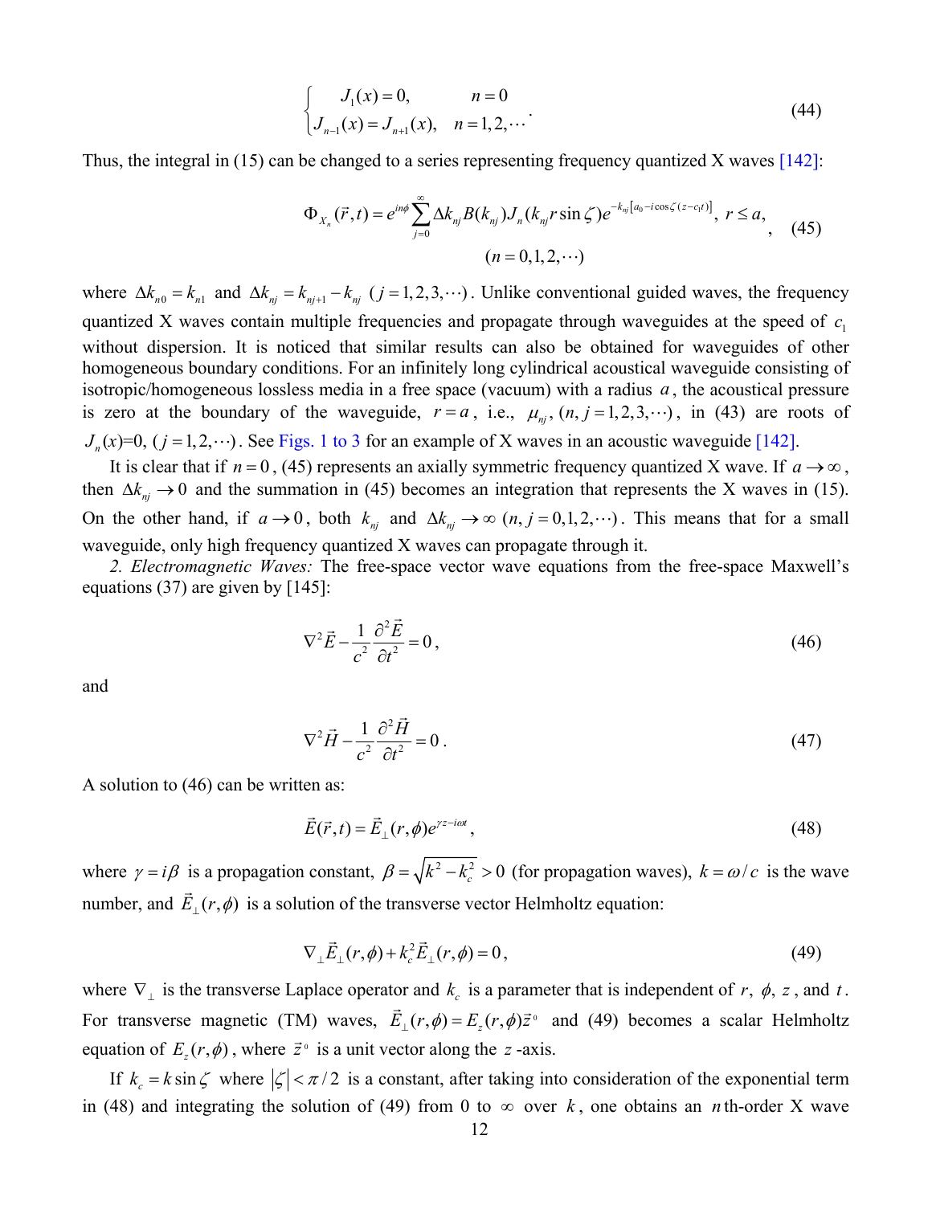$$
\begin{cases} J_1(x) = 0, & n = 0 \\ J_{n-1}(x) = J_{n+1}(x), & n = 1, 2, \cdots \end{cases}. \tag{44}
$$

Thus, the integral in (15) can be changed to a series representing frequency quantized X waves [142]:

$$
\Phi_{X_n}(\vec{r}, t) = e^{in\phi} \sum_{j=0}^{\infty} \Delta k_{nj} B(k_{nj}) J_n(k_{nj} r \sin\zeta) e^{-k_{nj}\left[a_0 - i\cos\zeta(z - c_1 t)\right]}, \; r \le a, \quad (n = 0, 1, 2, \cdots) \tag{45}
$$

where $\Delta k_{n0} = k_{n1}$ and $\Delta k_{nj} = k_{nj+1} - k_{nj}$ $(j = 1, 2, 3, \cdots)$. Unlike conventional guided waves, the frequency quantized X waves contain multiple frequencies and propagate through waveguides at the speed of $c_1$ without dispersion. It is noticed that similar results can also be obtained for waveguides of other homogeneous boundary conditions. For an infinitely long cylindrical acoustical waveguide consisting of isotropic/homogeneous lossless media in a free space (vacuum) with a radius $a$, the acoustical pressure is zero at the boundary of the waveguide, $r = a$, i.e., $\mu_{nj}$, $(n, j = 1, 2, 3, \cdots)$, in (43) are roots of $J_n(x)$=0, $(j = 1, 2, \cdots)$. See Figs. 1 to 3 for an example of X waves in an acoustic waveguide [142].

It is clear that if $n = 0$, (45) represents an axially symmetric frequency quantized X wave. If $a \to \infty$, then $\Delta k_{nj} \to 0$ and the summation in (45) becomes an integration that represents the X waves in (15). On the other hand, if $a \to 0$, both $k_{nj}$ and $\Delta k_{nj} \to \infty$ $(n, j = 0, 1, 2, \cdots)$. This means that for a small waveguide, only high frequency quantized X waves can propagate through it.

*2. Electromagnetic Waves:* The free-space vector wave equations from the free-space Maxwell's equations (37) are given by [145]:

$$
\nabla^2 \vec{E} - \frac{1}{c^2} \frac{\partial^2 \vec{E}}{\partial t^2} = 0, \tag{46}
$$

and

$$
\nabla^2 \vec{H} - \frac{1}{c^2} \frac{\partial^2 \vec{H}}{\partial t^2} = 0. \tag{47}
$$

A solution to (46) can be written as:

$$
\vec{E}(\vec{r}, t) = \vec{E}_\perp(r, \phi) e^{\gamma z - i\omega t}, \tag{48}
$$

where $\gamma = i\beta$ is a propagation constant, $\beta = \sqrt{k^2 - k_c^2} > 0$ (for propagation waves), $k = \omega / c$ is the wave number, and $\vec{E}_\perp(r, \phi)$ is a solution of the transverse vector Helmholtz equation:

$$
\nabla_\perp \vec{E}_\perp(r, \phi) + k_c^2 \vec{E}_\perp(r, \phi) = 0, \tag{49}
$$

where $\nabla_\perp$ is the transverse Laplace operator and $k_c$ is a parameter that is independent of $r$, $\phi$, $z$, and $t$. For transverse magnetic (TM) waves, $\vec{E}_\perp(r, \phi) = E_z(r, \phi)\vec{z}^{\,0}$ and (49) becomes a scalar Helmholtz equation of $E_z(r, \phi)$, where $\vec{z}^{\,0}$ is a unit vector along the $z$-axis.

If $k_c = k\sin\zeta$ where $|\zeta| < \pi/2$ is a constant, after taking into consideration of the exponential term in (48) and integrating the solution of (49) from 0 to $\infty$ over $k$, one obtains an $n$th-order X wave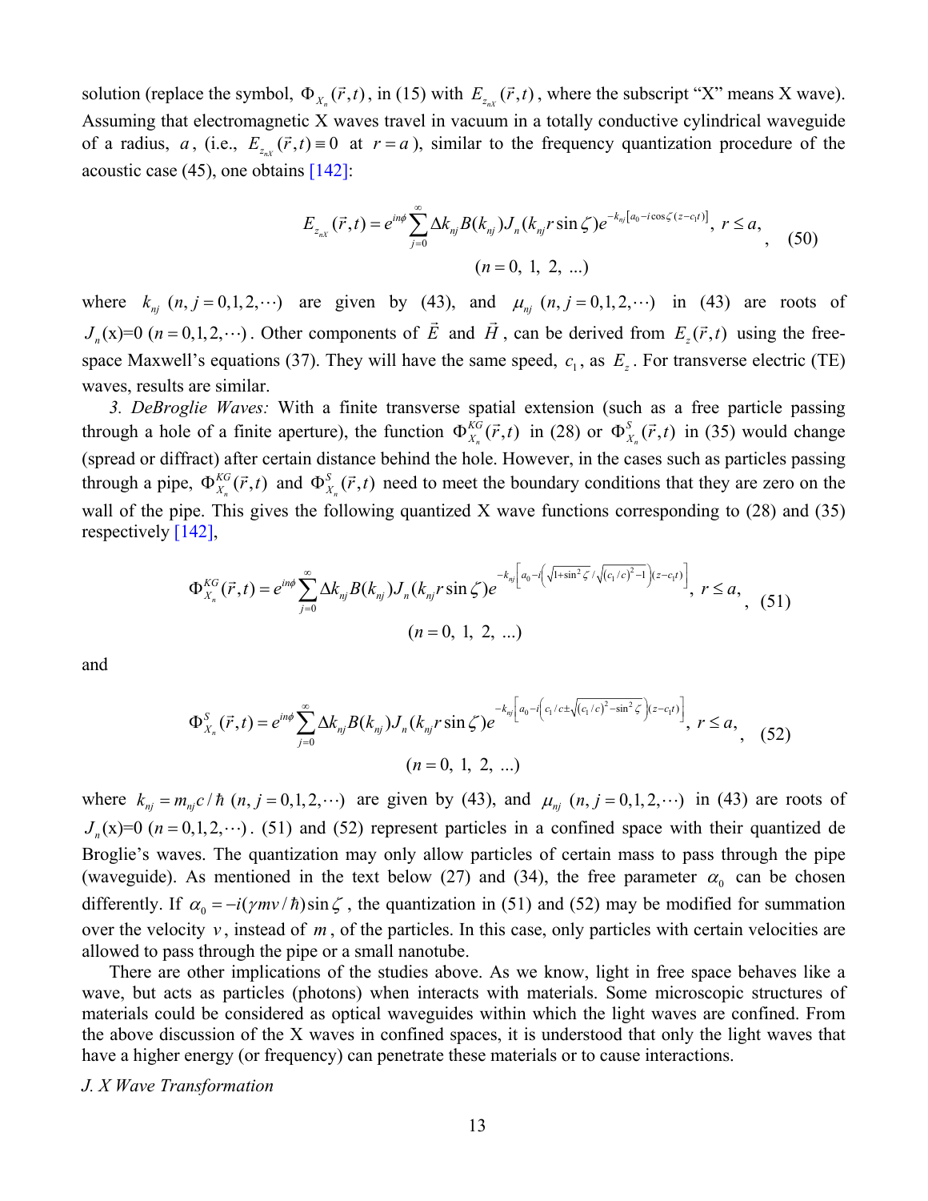solution (replace the symbol, $\Phi_{X_n}(\vec{r},t)$, in (15) with $E_{z_{nX}}(\vec{r},t)$, where the subscript "X" means X wave). Assuming that electromagnetic X waves travel in vacuum in a totally conductive cylindrical waveguide of a radius, $a$, (i.e., $E_{z_{nX}}(\vec{r},t) \equiv 0$ at $r = a$), similar to the frequency quantization procedure of the acoustic case (45), one obtains [142]:

$$E_{z_{nX}}(\vec{r},t) = e^{in\phi} \sum_{j=0}^{\infty} \Delta k_{nj} B(k_{nj}) J_n(k_{nj} r \sin\zeta) e^{-k_{nj}\left[a_0 - i\cos\zeta(z - c_1 t)\right]}, \; r \le a, \quad (n = 0,\ 1,\ 2,\ \ldots) \tag{50}$$

where $k_{nj}$ $(n, j = 0,1,2,\cdots)$ are given by (43), and $\mu_{nj}$ $(n, j = 0,1,2,\cdots)$ in (43) are roots of $J_n(\mathrm{x})$=0 $(n = 0,1,2,\cdots)$. Other components of $\vec{E}$ and $\vec{H}$, can be derived from $E_z(\vec{r},t)$ using the free-space Maxwell's equations (37). They will have the same speed, $c_1$, as $E_z$. For transverse electric (TE) waves, results are similar.

*3. DeBroglie Waves:* With a finite transverse spatial extension (such as a free particle passing through a hole of a finite aperture), the function $\Phi_{X_n}^{KG}(\vec{r},t)$ in (28) or $\Phi_{X_n}^{S}(\vec{r},t)$ in (35) would change (spread or diffract) after certain distance behind the hole. However, in the cases such as particles passing through a pipe, $\Phi_{X_n}^{KG}(\vec{r},t)$ and $\Phi_{X_n}^{S}(\vec{r},t)$ need to meet the boundary conditions that they are zero on the wall of the pipe. This gives the following quantized X wave functions corresponding to (28) and (35) respectively [142],

$$\Phi_{X_n}^{KG}(\vec{r},t) = e^{in\phi} \sum_{j=0}^{\infty} \Delta k_{nj} B(k_{nj}) J_n(k_{nj} r \sin\zeta) e^{-k_{nj}\left[a_0 - i\left(\sqrt{1+\sin^2\zeta}\,/\sqrt{(c_1/c)^2 - 1}\right)(z - c_1 t)\right]}, \; r \le a, \quad (n = 0,\ 1,\ 2,\ \ldots) \tag{51}$$

and

$$\Phi_{X_n}^{S}(\vec{r},t) = e^{in\phi} \sum_{j=0}^{\infty} \Delta k_{nj} B(k_{nj}) J_n(k_{nj} r \sin\zeta) e^{-k_{nj}\left[a_0 - i\left(c_1/c \pm \sqrt{(c_1/c)^2 - \sin^2\zeta}\right)(z - c_1 t)\right]}, \; r \le a, \quad (n = 0,\ 1,\ 2,\ \ldots) \tag{52}$$

where $k_{nj} = m_{nj}c/\hbar$ $(n, j = 0,1,2,\cdots)$ are given by (43), and $\mu_{nj}$ $(n, j = 0,1,2,\cdots)$ in (43) are roots of $J_n(\mathrm{x})$=0 $(n = 0,1,2,\cdots)$. (51) and (52) represent particles in a confined space with their quantized de Broglie's waves. The quantization may only allow particles of certain mass to pass through the pipe (waveguide). As mentioned in the text below (27) and (34), the free parameter $\alpha_0$ can be chosen differently. If $\alpha_0 = -i(\gamma m v/\hbar)\sin\zeta$, the quantization in (51) and (52) may be modified for summation over the velocity $v$, instead of $m$, of the particles. In this case, only particles with certain velocities are allowed to pass through the pipe or a small nanotube.

There are other implications of the studies above. As we know, light in free space behaves like a wave, but acts as particles (photons) when interacts with materials. Some microscopic structures of materials could be considered as optical waveguides within which the light waves are confined. From the above discussion of the X waves in confined spaces, it is understood that only the light waves that have a higher energy (or frequency) can penetrate these materials or to cause interactions.

*J. X Wave Transformation*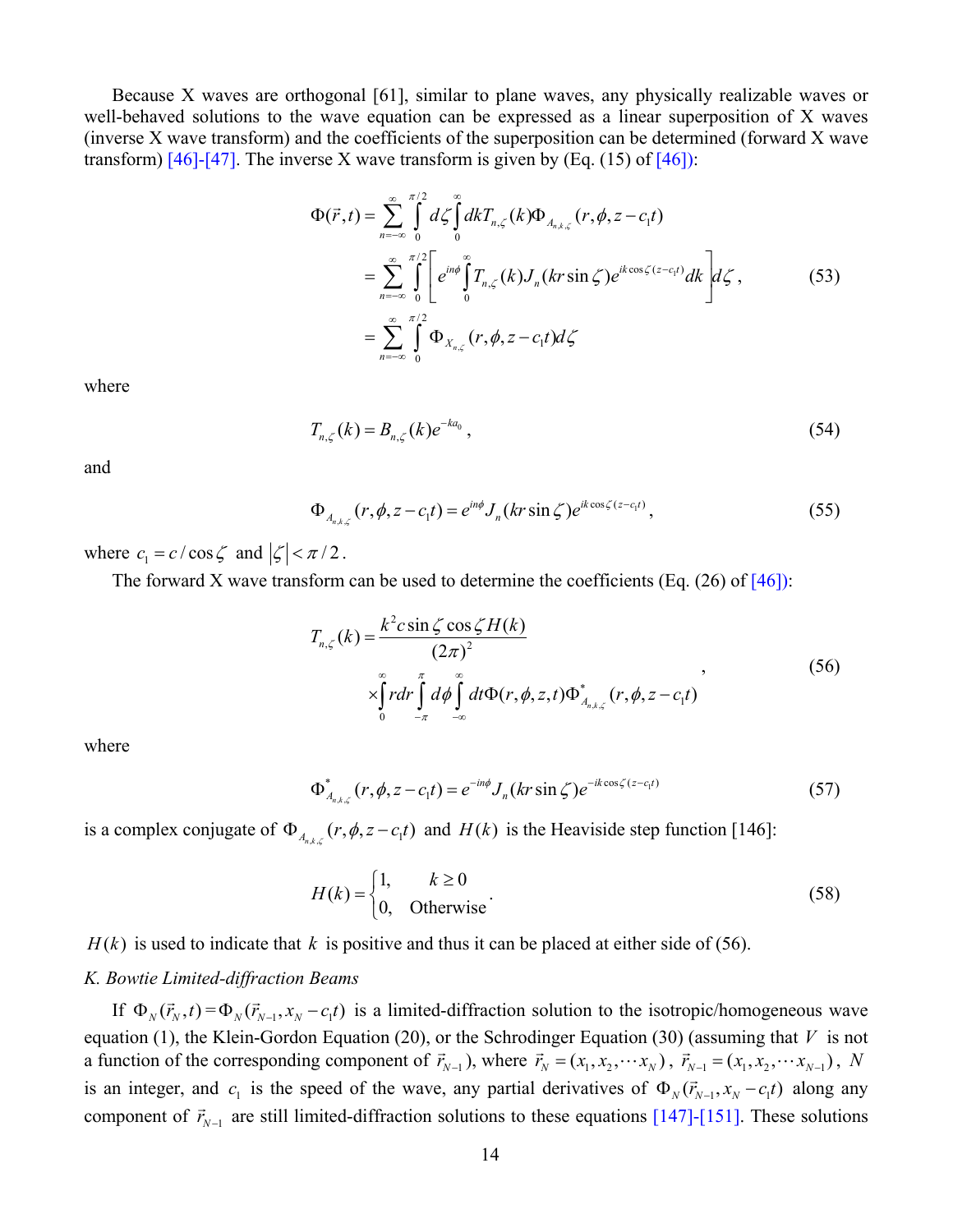Because X waves are orthogonal [61], similar to plane waves, any physically realizable waves or well-behaved solutions to the wave equation can be expressed as a linear superposition of X waves (inverse X wave transform) and the coefficients of the superposition can be determined (forward X wave transform) [46]-[47]. The inverse X wave transform is given by (Eq. (15) of [46]):

$$
\begin{aligned}
\Phi(\vec{r},t) &= \sum_{n=-\infty}^{\infty} \int_0^{\pi/2} d\zeta \int_0^{\infty} dk T_{n,\zeta}(k) \Phi_{A_{n,k,\zeta}}(r,\phi,z-c_1 t) \\
&= \sum_{n=-\infty}^{\infty} \int_0^{\pi/2} \left[ e^{in\phi} \int_0^{\infty} T_{n,\zeta}(k) J_n(kr\sin\zeta) e^{ik\cos\zeta(z-c_1 t)} dk \right] d\zeta \,, \\
&= \sum_{n=-\infty}^{\infty} \int_0^{\pi/2} \Phi_{X_{n,\zeta}}(r,\phi,z-c_1 t) d\zeta
\end{aligned}
\tag{53}
$$

where

$$
T_{n,\zeta}(k) = B_{n,\zeta}(k) e^{-ka_0} \,, \tag{54}
$$

and

$$
\Phi_{A_{n,k,\zeta}}(r,\phi,z-c_1 t) = e^{in\phi} J_n(kr\sin\zeta) e^{ik\cos\zeta(z-c_1 t)} \,, \tag{55}
$$

where $c_1 = c/\cos\zeta$ and $|\zeta| < \pi/2$.

The forward X wave transform can be used to determine the coefficients (Eq. (26) of [46]):

$$
\begin{aligned}
T_{n,\zeta}(k) &= \frac{k^2 c \sin\zeta \cos\zeta H(k)}{(2\pi)^2} \\
&\times \int_0^{\infty} r dr \int_{-\pi}^{\pi} d\phi \int_{-\infty}^{\infty} dt \Phi(r,\phi,z,t) \Phi^*_{A_{n,k,\zeta}}(r,\phi,z-c_1 t)
\end{aligned}
\,, \tag{56}
$$

where

$$
\Phi^*_{A_{n,k,\zeta}}(r,\phi,z-c_1 t) = e^{-in\phi} J_n(kr\sin\zeta) e^{-ik\cos\zeta(z-c_1 t)} \tag{57}
$$

is a complex conjugate of $\Phi_{A_{n,k,\zeta}}(r,\phi,z-c_1 t)$ and $H(k)$ is the Heaviside step function [146]:

$$
H(k) = \begin{cases} 1, & k \geq 0 \\ 0, & \text{Otherwise} \end{cases} . \tag{58}
$$

$H(k)$ is used to indicate that $k$ is positive and thus it can be placed at either side of (56).

### *K. Bowtie Limited-diffraction Beams*

If $\Phi_N(\vec{r}_N,t) = \Phi_N(\vec{r}_{N-1}, x_N - c_1 t)$ is a limited-diffraction solution to the isotropic/homogeneous wave equation (1), the Klein-Gordon Equation (20), or the Schrodinger Equation (30) (assuming that $V$ is not a function of the corresponding component of $\vec{r}_{N-1}$), where $\vec{r}_N = (x_1, x_2, \cdots x_N)$, $\vec{r}_{N-1} = (x_1, x_2, \cdots x_{N-1})$, $N$ is an integer, and $c_1$ is the speed of the wave, any partial derivatives of $\Phi_N(\vec{r}_{N-1}, x_N - c_1 t)$ along any component of $\vec{r}_{N-1}$ are still limited-diffraction solutions to these equations [147]-[151]. These solutions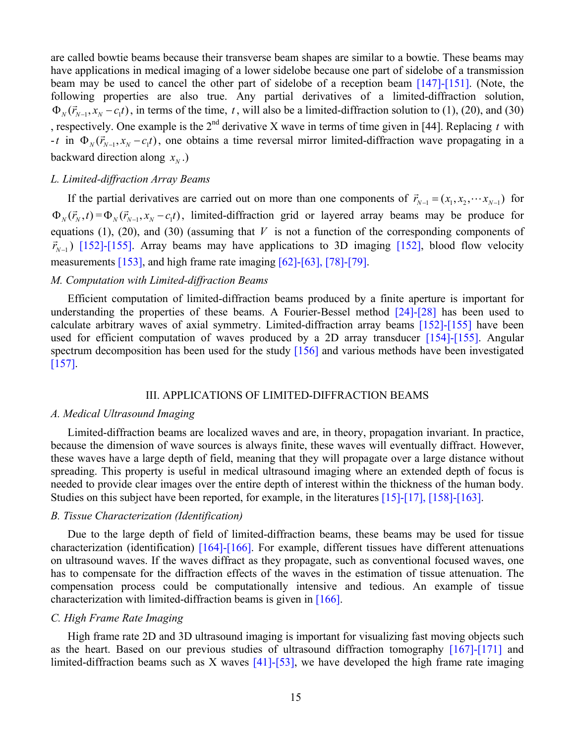are called bowtie beams because their transverse beam shapes are similar to a bowtie. These beams may have applications in medical imaging of a lower sidelobe because one part of sidelobe of a transmission beam may be used to cancel the other part of sidelobe of a reception beam [147]-[151]. (Note, the following properties are also true. Any partial derivatives of a limited-diffraction solution, $\Phi_N(\vec{r}_{N-1}, x_N - c_1 t)$, in terms of the time, $t$, will also be a limited-diffraction solution to (1), (20), and (30), respectively. One example is the 2[nd] derivative X wave in terms of time given in [44]. Replacing $t$ with $-t$ in $\Phi_N(\vec{r}_{N-1}, x_N - c_1 t)$, one obtains a time reversal mirror limited-diffraction wave propagating in a backward direction along $x_N$.)

### *L. Limited-diffraction Array Beams*

If the partial derivatives are carried out on more than one components of $\vec{r}_{N-1} = (x_1, x_2, \cdots x_{N-1})$ for $\Phi_N(\vec{r}_N, t) = \Phi_N(\vec{r}_{N-1}, x_N - c_1 t)$, limited-diffraction grid or layered array beams may be produce for equations (1), (20), and (30) (assuming that $V$ is not a function of the corresponding components of $\vec{r}_{N-1}$) [152]-[155]. Array beams may have applications to 3D imaging [152], blood flow velocity measurements [153], and high frame rate imaging [62]-[63], [78]-[79].

### *M. Computation with Limited-diffraction Beams*

Efficient computation of limited-diffraction beams produced by a finite aperture is important for understanding the properties of these beams. A Fourier-Bessel method [24]-[28] has been used to calculate arbitrary waves of axial symmetry. Limited-diffraction array beams [152]-[155] have been used for efficient computation of waves produced by a 2D array transducer [154]-[155]. Angular spectrum decomposition has been used for the study [156] and various methods have been investigated [157].

## III. APPLICATIONS OF LIMITED-DIFFRACTION BEAMS

### *A. Medical Ultrasound Imaging*

Limited-diffraction beams are localized waves and are, in theory, propagation invariant. In practice, because the dimension of wave sources is always finite, these waves will eventually diffract. However, these waves have a large depth of field, meaning that they will propagate over a large distance without spreading. This property is useful in medical ultrasound imaging where an extended depth of focus is needed to provide clear images over the entire depth of interest within the thickness of the human body. Studies on this subject have been reported, for example, in the literatures [15]-[17], [158]-[163].

### *B. Tissue Characterization (Identification)*

Due to the large depth of field of limited-diffraction beams, these beams may be used for tissue characterization (identification) [164]-[166]. For example, different tissues have different attenuations on ultrasound waves. If the waves diffract as they propagate, such as conventional focused waves, one has to compensate for the diffraction effects of the waves in the estimation of tissue attenuation. The compensation process could be computationally intensive and tedious. An example of tissue characterization with limited-diffraction beams is given in [166].

### *C. High Frame Rate Imaging*

High frame rate 2D and 3D ultrasound imaging is important for visualizing fast moving objects such as the heart. Based on our previous studies of ultrasound diffraction tomography [167]-[171] and limited-diffraction beams such as X waves [41]-[53], we have developed the high frame rate imaging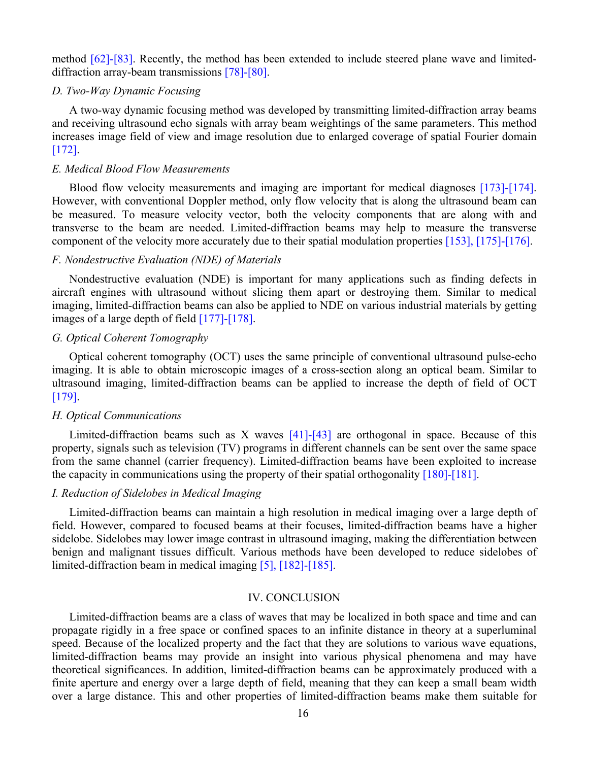method [62]-[83]. Recently, the method has been extended to include steered plane wave and limited-diffraction array-beam transmissions [78]-[80].

### D. Two-Way Dynamic Focusing

A two-way dynamic focusing method was developed by transmitting limited-diffraction array beams and receiving ultrasound echo signals with array beam weightings of the same parameters. This method increases image field of view and image resolution due to enlarged coverage of spatial Fourier domain [172].

### E. Medical Blood Flow Measurements

Blood flow velocity measurements and imaging are important for medical diagnoses [173]-[174]. However, with conventional Doppler method, only flow velocity that is along the ultrasound beam can be measured. To measure velocity vector, both the velocity components that are along with and transverse to the beam are needed. Limited-diffraction beams may help to measure the transverse component of the velocity more accurately due to their spatial modulation properties [153], [175]-[176].

### F. Nondestructive Evaluation (NDE) of Materials

Nondestructive evaluation (NDE) is important for many applications such as finding defects in aircraft engines with ultrasound without slicing them apart or destroying them. Similar to medical imaging, limited-diffraction beams can also be applied to NDE on various industrial materials by getting images of a large depth of field [177]-[178].

### G. Optical Coherent Tomography

Optical coherent tomography (OCT) uses the same principle of conventional ultrasound pulse-echo imaging. It is able to obtain microscopic images of a cross-section along an optical beam. Similar to ultrasound imaging, limited-diffraction beams can be applied to increase the depth of field of OCT [179].

### H. Optical Communications

Limited-diffraction beams such as X waves [41]-[43] are orthogonal in space. Because of this property, signals such as television (TV) programs in different channels can be sent over the same space from the same channel (carrier frequency). Limited-diffraction beams have been exploited to increase the capacity in communications using the property of their spatial orthogonality [180]-[181].

### I. Reduction of Sidelobes in Medical Imaging

Limited-diffraction beams can maintain a high resolution in medical imaging over a large depth of field. However, compared to focused beams at their focuses, limited-diffraction beams have a higher sidelobe. Sidelobes may lower image contrast in ultrasound imaging, making the differentiation between benign and malignant tissues difficult. Various methods have been developed to reduce sidelobes of limited-diffraction beam in medical imaging [5], [182]-[185].

## IV. CONCLUSION

Limited-diffraction beams are a class of waves that may be localized in both space and time and can propagate rigidly in a free space or confined spaces to an infinite distance in theory at a superluminal speed. Because of the localized property and the fact that they are solutions to various wave equations, limited-diffraction beams may provide an insight into various physical phenomena and may have theoretical significances. In addition, limited-diffraction beams can be approximately produced with a finite aperture and energy over a large depth of field, meaning that they can keep a small beam width over a large distance. This and other properties of limited-diffraction beams make them suitable for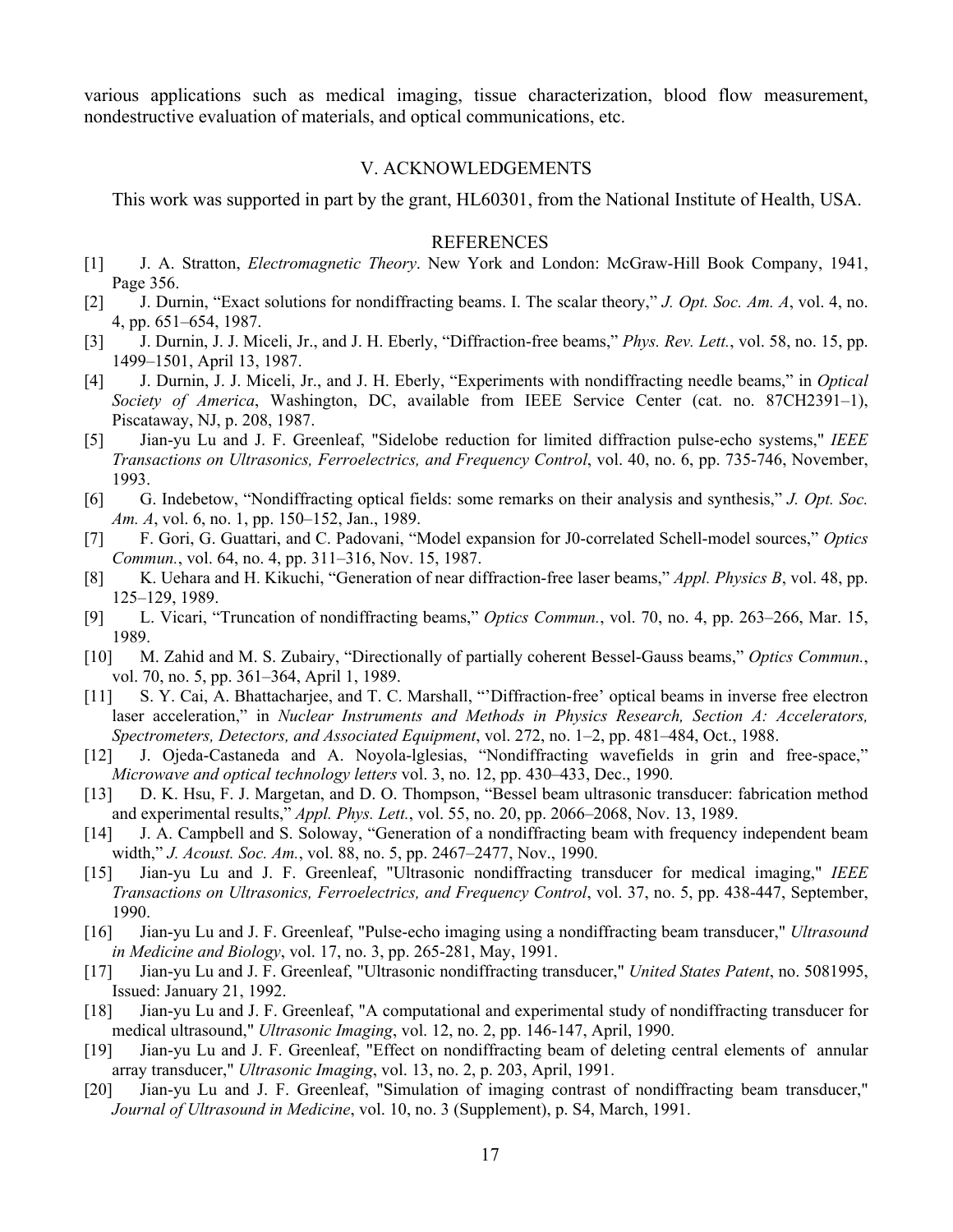various applications such as medical imaging, tissue characterization, blood flow measurement, nondestructive evaluation of materials, and optical communications, etc.

## V. ACKNOWLEDGEMENTS

This work was supported in part by the grant, HL60301, from the National Institute of Health, USA.

## REFERENCES

[1] J. A. Stratton, *Electromagnetic Theory*. New York and London: McGraw-Hill Book Company, 1941, Page 356.

[2] J. Durnin, "Exact solutions for nondiffracting beams. I. The scalar theory," *J. Opt. Soc. Am. A*, vol. 4, no. 4, pp. 651–654, 1987.

[3] J. Durnin, J. J. Miceli, Jr., and J. H. Eberly, "Diffraction-free beams," *Phys. Rev. Lett.*, vol. 58, no. 15, pp. 1499–1501, April 13, 1987.

[4] J. Durnin, J. J. Miceli, Jr., and J. H. Eberly, "Experiments with nondiffracting needle beams," in *Optical Society of America*, Washington, DC, available from IEEE Service Center (cat. no. 87CH2391–1), Piscataway, NJ, p. 208, 1987.

[5] Jian-yu Lu and J. F. Greenleaf, "Sidelobe reduction for limited diffraction pulse-echo systems," *IEEE Transactions on Ultrasonics, Ferroelectrics, and Frequency Control*, vol. 40, no. 6, pp. 735-746, November, 1993.

[6] G. Indebetow, "Nondiffracting optical fields: some remarks on their analysis and synthesis," *J. Opt. Soc. Am. A*, vol. 6, no. 1, pp. 150–152, Jan., 1989.

[7] F. Gori, G. Guattari, and C. Padovani, "Model expansion for J0-correlated Schell-model sources," *Optics Commun.*, vol. 64, no. 4, pp. 311–316, Nov. 15, 1987.

[8] K. Uehara and H. Kikuchi, "Generation of near diffraction-free laser beams," *Appl. Physics B*, vol. 48, pp. 125–129, 1989.

[9] L. Vicari, "Truncation of nondiffracting beams," *Optics Commun.*, vol. 70, no. 4, pp. 263–266, Mar. 15, 1989.

[10] M. Zahid and M. S. Zubairy, "Directionally of partially coherent Bessel-Gauss beams," *Optics Commun.*, vol. 70, no. 5, pp. 361–364, April 1, 1989.

[11] S. Y. Cai, A. Bhattacharjee, and T. C. Marshall, "'Diffraction-free' optical beams in inverse free electron laser acceleration," in *Nuclear Instruments and Methods in Physics Research, Section A: Accelerators, Spectrometers, Detectors, and Associated Equipment*, vol. 272, no. 1–2, pp. 481–484, Oct., 1988.

[12] J. Ojeda-Castaneda and A. Noyola-lglesias, "Nondiffracting wavefields in grin and free-space," *Microwave and optical technology letters* vol. 3, no. 12, pp. 430–433, Dec., 1990.

[13] D. K. Hsu, F. J. Margetan, and D. O. Thompson, "Bessel beam ultrasonic transducer: fabrication method and experimental results," *Appl. Phys. Lett.*, vol. 55, no. 20, pp. 2066–2068, Nov. 13, 1989.

[14] J. A. Campbell and S. Soloway, "Generation of a nondiffracting beam with frequency independent beam width," *J. Acoust. Soc. Am.*, vol. 88, no. 5, pp. 2467–2477, Nov., 1990.

[15] Jian-yu Lu and J. F. Greenleaf, "Ultrasonic nondiffracting transducer for medical imaging," *IEEE Transactions on Ultrasonics, Ferroelectrics, and Frequency Control*, vol. 37, no. 5, pp. 438-447, September, 1990.

[16] Jian-yu Lu and J. F. Greenleaf, "Pulse-echo imaging using a nondiffracting beam transducer," *Ultrasound in Medicine and Biology*, vol. 17, no. 3, pp. 265-281, May, 1991.

[17] Jian-yu Lu and J. F. Greenleaf, "Ultrasonic nondiffracting transducer," *United States Patent*, no. 5081995, Issued: January 21, 1992.

[18] Jian-yu Lu and J. F. Greenleaf, "A computational and experimental study of nondiffracting transducer for medical ultrasound," *Ultrasonic Imaging*, vol. 12, no. 2, pp. 146-147, April, 1990.

[19] Jian-yu Lu and J. F. Greenleaf, "Effect on nondiffracting beam of deleting central elements of annular array transducer," *Ultrasonic Imaging*, vol. 13, no. 2, p. 203, April, 1991.

[20] Jian-yu Lu and J. F. Greenleaf, "Simulation of imaging contrast of nondiffracting beam transducer," *Journal of Ultrasound in Medicine*, vol. 10, no. 3 (Supplement), p. S4, March, 1991.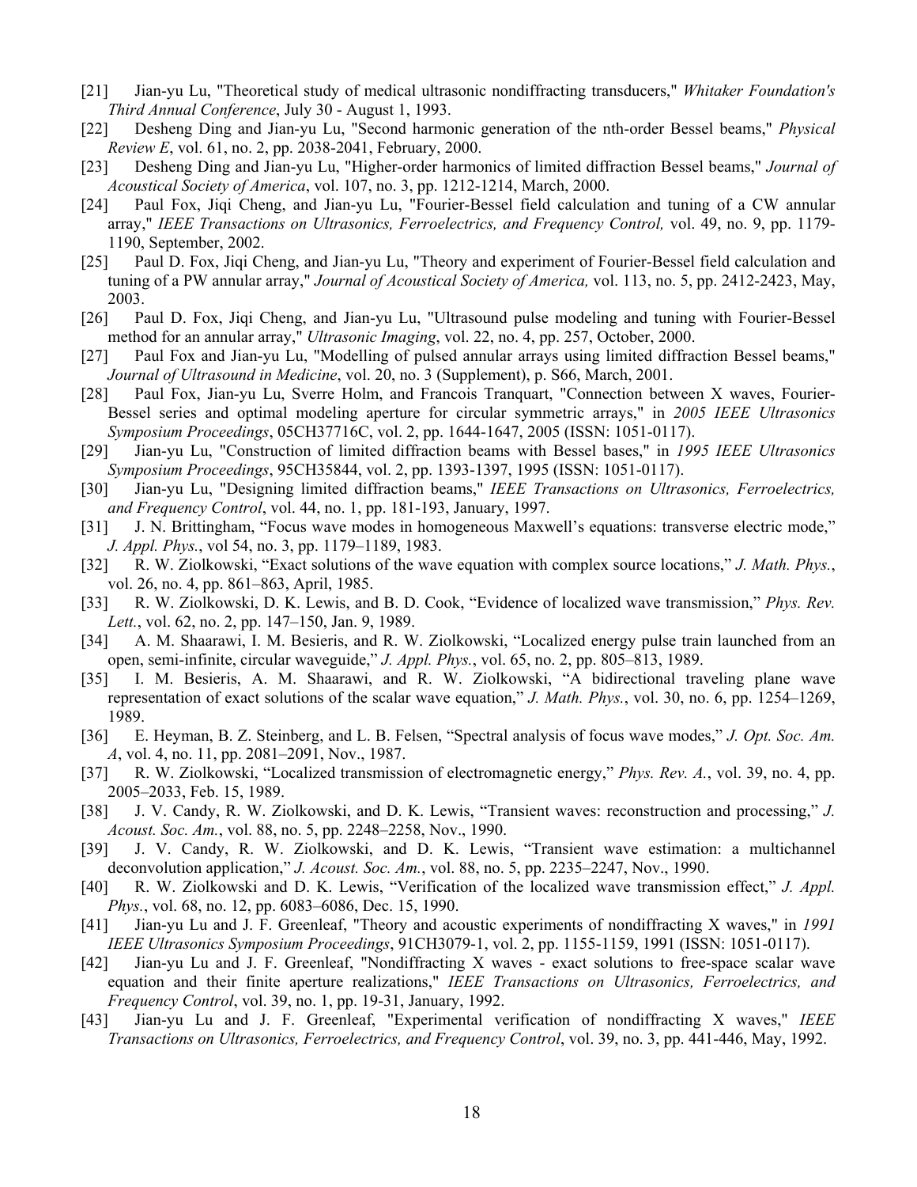[21] Jian-yu Lu, "Theoretical study of medical ultrasonic nondiffracting transducers," *Whitaker Foundation's Third Annual Conference*, July 30 - August 1, 1993.

[22] Desheng Ding and Jian-yu Lu, "Second harmonic generation of the nth-order Bessel beams," *Physical Review E*, vol. 61, no. 2, pp. 2038-2041, February, 2000.

[23] Desheng Ding and Jian-yu Lu, "Higher-order harmonics of limited diffraction Bessel beams," *Journal of Acoustical Society of America*, vol. 107, no. 3, pp. 1212-1214, March, 2000.

[24] Paul Fox, Jiqi Cheng, and Jian-yu Lu, "Fourier-Bessel field calculation and tuning of a CW annular array," *IEEE Transactions on Ultrasonics, Ferroelectrics, and Frequency Control,* vol. 49, no. 9, pp. 1179-1190, September, 2002.

[25] Paul D. Fox, Jiqi Cheng, and Jian-yu Lu, "Theory and experiment of Fourier-Bessel field calculation and tuning of a PW annular array," *Journal of Acoustical Society of America,* vol. 113, no. 5, pp. 2412-2423, May, 2003.

[26] Paul D. Fox, Jiqi Cheng, and Jian-yu Lu, "Ultrasound pulse modeling and tuning with Fourier-Bessel method for an annular array," *Ultrasonic Imaging*, vol. 22, no. 4, pp. 257, October, 2000.

[27] Paul Fox and Jian-yu Lu, "Modelling of pulsed annular arrays using limited diffraction Bessel beams," *Journal of Ultrasound in Medicine*, vol. 20, no. 3 (Supplement), p. S66, March, 2001.

[28] Paul Fox, Jian-yu Lu, Sverre Holm, and Francois Tranquart, "Connection between X waves, Fourier-Bessel series and optimal modeling aperture for circular symmetric arrays," in *2005 IEEE Ultrasonics Symposium Proceedings*, 05CH37716C, vol. 2, pp. 1644-1647, 2005 (ISSN: 1051-0117).

[29] Jian-yu Lu, "Construction of limited diffraction beams with Bessel bases," in *1995 IEEE Ultrasonics Symposium Proceedings*, 95CH35844, vol. 2, pp. 1393-1397, 1995 (ISSN: 1051-0117).

[30] Jian-yu Lu, "Designing limited diffraction beams," *IEEE Transactions on Ultrasonics, Ferroelectrics, and Frequency Control*, vol. 44, no. 1, pp. 181-193, January, 1997.

[31] J. N. Brittingham, "Focus wave modes in homogeneous Maxwell's equations: transverse electric mode," *J. Appl. Phys.*, vol 54, no. 3, pp. 1179–1189, 1983.

[32] R. W. Ziolkowski, "Exact solutions of the wave equation with complex source locations," *J. Math. Phys.*, vol. 26, no. 4, pp. 861–863, April, 1985.

[33] R. W. Ziolkowski, D. K. Lewis, and B. D. Cook, "Evidence of localized wave transmission," *Phys. Rev. Lett.*, vol. 62, no. 2, pp. 147–150, Jan. 9, 1989.

[34] A. M. Shaarawi, I. M. Besieris, and R. W. Ziolkowski, "Localized energy pulse train launched from an open, semi-infinite, circular waveguide," *J. Appl. Phys.*, vol. 65, no. 2, pp. 805–813, 1989.

[35] I. M. Besieris, A. M. Shaarawi, and R. W. Ziolkowski, "A bidirectional traveling plane wave representation of exact solutions of the scalar wave equation," *J. Math. Phys.*, vol. 30, no. 6, pp. 1254–1269, 1989.

[36] E. Heyman, B. Z. Steinberg, and L. B. Felsen, "Spectral analysis of focus wave modes," *J. Opt. Soc. Am. A*, vol. 4, no. 11, pp. 2081–2091, Nov., 1987.

[37] R. W. Ziolkowski, "Localized transmission of electromagnetic energy," *Phys. Rev. A.*, vol. 39, no. 4, pp. 2005–2033, Feb. 15, 1989.

[38] J. V. Candy, R. W. Ziolkowski, and D. K. Lewis, "Transient waves: reconstruction and processing," *J. Acoust. Soc. Am.*, vol. 88, no. 5, pp. 2248–2258, Nov., 1990.

[39] J. V. Candy, R. W. Ziolkowski, and D. K. Lewis, "Transient wave estimation: a multichannel deconvolution application," *J. Acoust. Soc. Am.*, vol. 88, no. 5, pp. 2235–2247, Nov., 1990.

[40] R. W. Ziolkowski and D. K. Lewis, "Verification of the localized wave transmission effect," *J. Appl. Phys.*, vol. 68, no. 12, pp. 6083–6086, Dec. 15, 1990.

[41] Jian-yu Lu and J. F. Greenleaf, "Theory and acoustic experiments of nondiffracting X waves," in *1991 IEEE Ultrasonics Symposium Proceedings*, 91CH3079-1, vol. 2, pp. 1155-1159, 1991 (ISSN: 1051-0117).

[42] Jian-yu Lu and J. F. Greenleaf, "Nondiffracting X waves - exact solutions to free-space scalar wave equation and their finite aperture realizations," *IEEE Transactions on Ultrasonics, Ferroelectrics, and Frequency Control*, vol. 39, no. 1, pp. 19-31, January, 1992.

[43] Jian-yu Lu and J. F. Greenleaf, "Experimental verification of nondiffracting X waves," *IEEE Transactions on Ultrasonics, Ferroelectrics, and Frequency Control*, vol. 39, no. 3, pp. 441-446, May, 1992.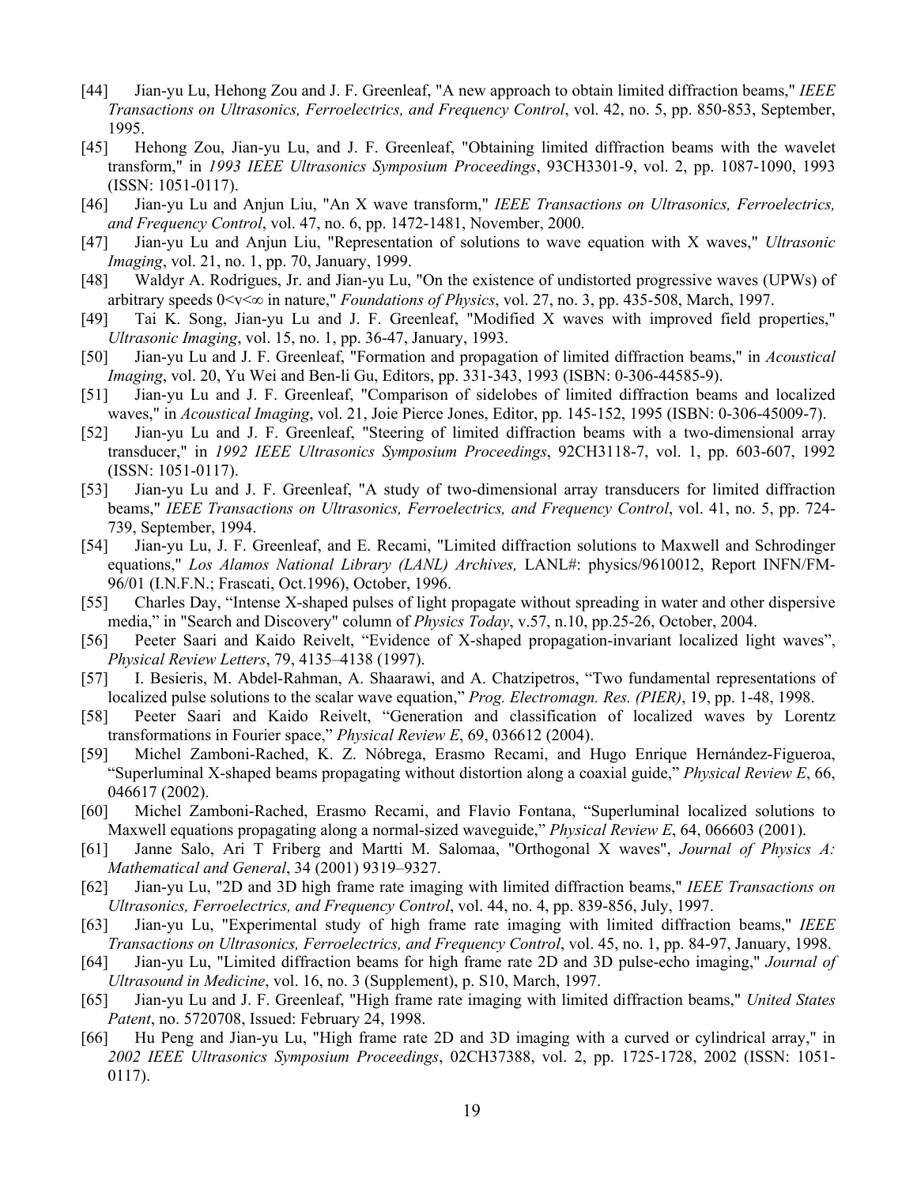[44] Jian-yu Lu, Hehong Zou and J. F. Greenleaf, "A new approach to obtain limited diffraction beams," *IEEE Transactions on Ultrasonics, Ferroelectrics, and Frequency Control*, vol. 42, no. 5, pp. 850-853, September, 1995.

[45] Hehong Zou, Jian-yu Lu, and J. F. Greenleaf, "Obtaining limited diffraction beams with the wavelet transform," in *1993 IEEE Ultrasonics Symposium Proceedings*, 93CH3301-9, vol. 2, pp. 1087-1090, 1993 (ISSN: 1051-0117).

[46] Jian-yu Lu and Anjun Liu, "An X wave transform," *IEEE Transactions on Ultrasonics, Ferroelectrics, and Frequency Control*, vol. 47, no. 6, pp. 1472-1481, November, 2000.

[47] Jian-yu Lu and Anjun Liu, "Representation of solutions to wave equation with X waves," *Ultrasonic Imaging*, vol. 21, no. 1, pp. 70, January, 1999.

[48] Waldyr A. Rodrigues, Jr. and Jian-yu Lu, "On the existence of undistorted progressive waves (UPWs) of arbitrary speeds $0<v<\infty$ in nature," *Foundations of Physics*, vol. 27, no. 3, pp. 435-508, March, 1997.

[49] Tai K. Song, Jian-yu Lu and J. F. Greenleaf, "Modified X waves with improved field properties," *Ultrasonic Imaging*, vol. 15, no. 1, pp. 36-47, January, 1993.

[50] Jian-yu Lu and J. F. Greenleaf, "Formation and propagation of limited diffraction beams," in *Acoustical Imaging*, vol. 20, Yu Wei and Ben-li Gu, Editors, pp. 331-343, 1993 (ISBN: 0-306-44585-9).

[51] Jian-yu Lu and J. F. Greenleaf, "Comparison of sidelobes of limited diffraction beams and localized waves," in *Acoustical Imaging*, vol. 21, Joie Pierce Jones, Editor, pp. 145-152, 1995 (ISBN: 0-306-45009-7).

[52] Jian-yu Lu and J. F. Greenleaf, "Steering of limited diffraction beams with a two-dimensional array transducer," in *1992 IEEE Ultrasonics Symposium Proceedings*, 92CH3118-7, vol. 1, pp. 603-607, 1992 (ISSN: 1051-0117).

[53] Jian-yu Lu and J. F. Greenleaf, "A study of two-dimensional array transducers for limited diffraction beams," *IEEE Transactions on Ultrasonics, Ferroelectrics, and Frequency Control*, vol. 41, no. 5, pp. 724-739, September, 1994.

[54] Jian-yu Lu, J. F. Greenleaf, and E. Recami, "Limited diffraction solutions to Maxwell and Schrodinger equations," *Los Alamos National Library (LANL) Archives,* LANL#: physics/9610012, Report INFN/FM-96/01 (I.N.F.N.; Frascati, Oct.1996), October, 1996.

[55] Charles Day, "Intense X-shaped pulses of light propagate without spreading in water and other dispersive media," in "Search and Discovery" column of *Physics Today*, v.57, n.10, pp.25-26, October, 2004.

[56] Peeter Saari and Kaido Reivelt, "Evidence of X-shaped propagation-invariant localized light waves", *Physical Review Letters*, 79, 4135–4138 (1997).

[57] I. Besieris, M. Abdel-Rahman, A. Shaarawi, and A. Chatzipetros, "Two fundamental representations of localized pulse solutions to the scalar wave equation," *Prog. Electromagn. Res. (PIER)*, 19, pp. 1-48, 1998.

[58] Peeter Saari and Kaido Reivelt, "Generation and classification of localized waves by Lorentz transformations in Fourier space," *Physical Review E*, 69, 036612 (2004).

[59] Michel Zamboni-Rached, K. Z. Nóbrega, Erasmo Recami, and Hugo Enrique Hernández-Figueroa, "Superluminal X-shaped beams propagating without distortion along a coaxial guide," *Physical Review E*, 66, 046617 (2002).

[60] Michel Zamboni-Rached, Erasmo Recami, and Flavio Fontana, "Superluminal localized solutions to Maxwell equations propagating along a normal-sized waveguide," *Physical Review E*, 64, 066603 (2001).

[61] Janne Salo, Ari T Friberg and Martti M. Salomaa, "Orthogonal X waves", *Journal of Physics A: Mathematical and General*, 34 (2001) 9319–9327.

[62] Jian-yu Lu, "2D and 3D high frame rate imaging with limited diffraction beams," *IEEE Transactions on Ultrasonics, Ferroelectrics, and Frequency Control*, vol. 44, no. 4, pp. 839-856, July, 1997.

[63] Jian-yu Lu, "Experimental study of high frame rate imaging with limited diffraction beams," *IEEE Transactions on Ultrasonics, Ferroelectrics, and Frequency Control*, vol. 45, no. 1, pp. 84-97, January, 1998.

[64] Jian-yu Lu, "Limited diffraction beams for high frame rate 2D and 3D pulse-echo imaging," *Journal of Ultrasound in Medicine*, vol. 16, no. 3 (Supplement), p. S10, March, 1997.

[65] Jian-yu Lu and J. F. Greenleaf, "High frame rate imaging with limited diffraction beams," *United States Patent*, no. 5720708, Issued: February 24, 1998.

[66] Hu Peng and Jian-yu Lu, "High frame rate 2D and 3D imaging with a curved or cylindrical array," in *2002 IEEE Ultrasonics Symposium Proceedings*, 02CH37388, vol. 2, pp. 1725-1728, 2002 (ISSN: 1051-0117).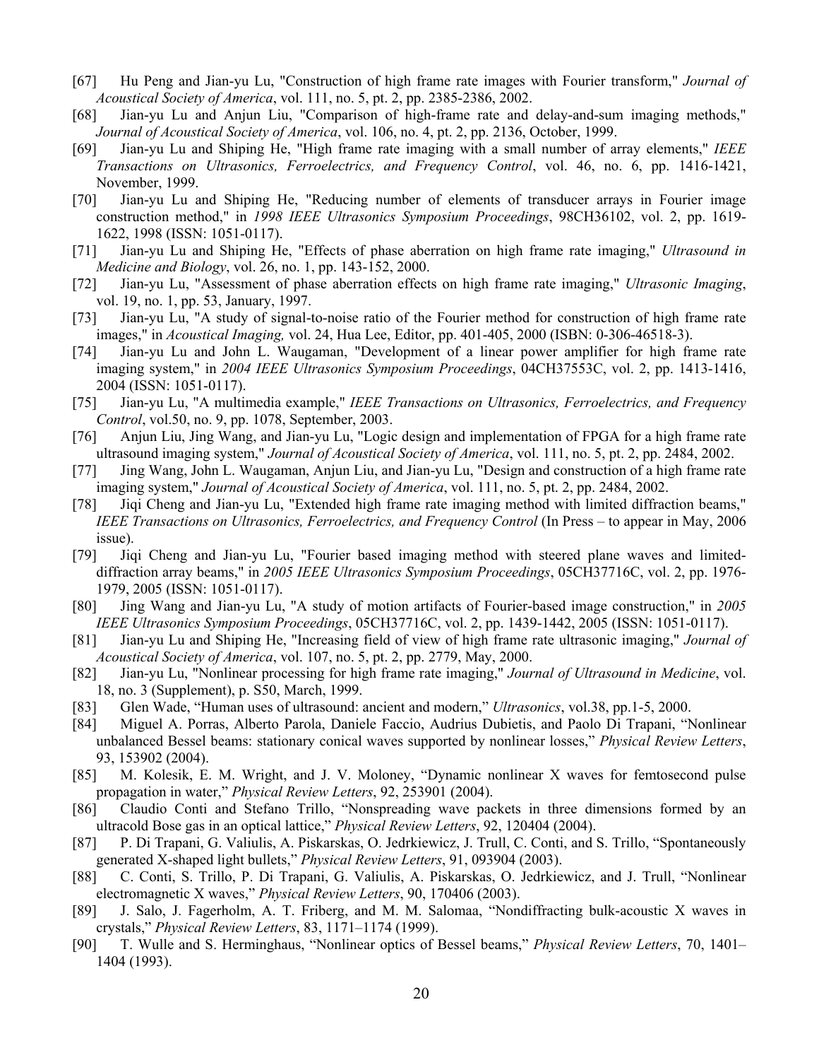[67] Hu Peng and Jian-yu Lu, "Construction of high frame rate images with Fourier transform," *Journal of Acoustical Society of America*, vol. 111, no. 5, pt. 2, pp. 2385-2386, 2002.

[68] Jian-yu Lu and Anjun Liu, "Comparison of high-frame rate and delay-and-sum imaging methods," *Journal of Acoustical Society of America*, vol. 106, no. 4, pt. 2, pp. 2136, October, 1999.

[69] Jian-yu Lu and Shiping He, "High frame rate imaging with a small number of array elements," *IEEE Transactions on Ultrasonics, Ferroelectrics, and Frequency Control*, vol. 46, no. 6, pp. 1416-1421, November, 1999.

[70] Jian-yu Lu and Shiping He, "Reducing number of elements of transducer arrays in Fourier image construction method," in *1998 IEEE Ultrasonics Symposium Proceedings*, 98CH36102, vol. 2, pp. 1619-1622, 1998 (ISSN: 1051-0117).

[71] Jian-yu Lu and Shiping He, "Effects of phase aberration on high frame rate imaging," *Ultrasound in Medicine and Biology*, vol. 26, no. 1, pp. 143-152, 2000.

[72] Jian-yu Lu, "Assessment of phase aberration effects on high frame rate imaging," *Ultrasonic Imaging*, vol. 19, no. 1, pp. 53, January, 1997.

[73] Jian-yu Lu, "A study of signal-to-noise ratio of the Fourier method for construction of high frame rate images," in *Acoustical Imaging,* vol. 24, Hua Lee, Editor, pp. 401-405, 2000 (ISBN: 0-306-46518-3).

[74] Jian-yu Lu and John L. Waugaman, "Development of a linear power amplifier for high frame rate imaging system," in *2004 IEEE Ultrasonics Symposium Proceedings*, 04CH37553C, vol. 2, pp. 1413-1416, 2004 (ISSN: 1051-0117).

[75] Jian-yu Lu, "A multimedia example," *IEEE Transactions on Ultrasonics, Ferroelectrics, and Frequency Control*, vol.50, no. 9, pp. 1078, September, 2003.

[76] Anjun Liu, Jing Wang, and Jian-yu Lu, "Logic design and implementation of FPGA for a high frame rate ultrasound imaging system," *Journal of Acoustical Society of America*, vol. 111, no. 5, pt. 2, pp. 2484, 2002.

[77] Jing Wang, John L. Waugaman, Anjun Liu, and Jian-yu Lu, "Design and construction of a high frame rate imaging system," *Journal of Acoustical Society of America*, vol. 111, no. 5, pt. 2, pp. 2484, 2002.

[78] Jiqi Cheng and Jian-yu Lu, "Extended high frame rate imaging method with limited diffraction beams," *IEEE Transactions on Ultrasonics, Ferroelectrics, and Frequency Control* (In Press – to appear in May, 2006 issue).

[79] Jiqi Cheng and Jian-yu Lu, "Fourier based imaging method with steered plane waves and limited-diffraction array beams," in *2005 IEEE Ultrasonics Symposium Proceedings*, 05CH37716C, vol. 2, pp. 1976-1979, 2005 (ISSN: 1051-0117).

[80] Jing Wang and Jian-yu Lu, "A study of motion artifacts of Fourier-based image construction," in *2005 IEEE Ultrasonics Symposium Proceedings*, 05CH37716C, vol. 2, pp. 1439-1442, 2005 (ISSN: 1051-0117).

[81] Jian-yu Lu and Shiping He, "Increasing field of view of high frame rate ultrasonic imaging," *Journal of Acoustical Society of America*, vol. 107, no. 5, pt. 2, pp. 2779, May, 2000.

[82] Jian-yu Lu, "Nonlinear processing for high frame rate imaging," *Journal of Ultrasound in Medicine*, vol. 18, no. 3 (Supplement), p. S50, March, 1999.

[83] Glen Wade, "Human uses of ultrasound: ancient and modern," *Ultrasonics*, vol.38, pp.1-5, 2000.

[84] Miguel A. Porras, Alberto Parola, Daniele Faccio, Audrius Dubietis, and Paolo Di Trapani, "Nonlinear unbalanced Bessel beams: stationary conical waves supported by nonlinear losses," *Physical Review Letters*, 93, 153902 (2004).

[85] M. Kolesik, E. M. Wright, and J. V. Moloney, "Dynamic nonlinear X waves for femtosecond pulse propagation in water," *Physical Review Letters*, 92, 253901 (2004).

[86] Claudio Conti and Stefano Trillo, "Nonspreading wave packets in three dimensions formed by an ultracold Bose gas in an optical lattice," *Physical Review Letters*, 92, 120404 (2004).

[87] P. Di Trapani, G. Valiulis, A. Piskarskas, O. Jedrkiewicz, J. Trull, C. Conti, and S. Trillo, "Spontaneously generated X-shaped light bullets," *Physical Review Letters*, 91, 093904 (2003).

[88] C. Conti, S. Trillo, P. Di Trapani, G. Valiulis, A. Piskarskas, O. Jedrkiewicz, and J. Trull, "Nonlinear electromagnetic X waves," *Physical Review Letters*, 90, 170406 (2003).

[89] J. Salo, J. Fagerholm, A. T. Friberg, and M. M. Salomaa, "Nondiffracting bulk-acoustic X waves in crystals," *Physical Review Letters*, 83, 1171–1174 (1999).

[90] T. Wulle and S. Herminghaus, "Nonlinear optics of Bessel beams," *Physical Review Letters*, 70, 1401–1404 (1993).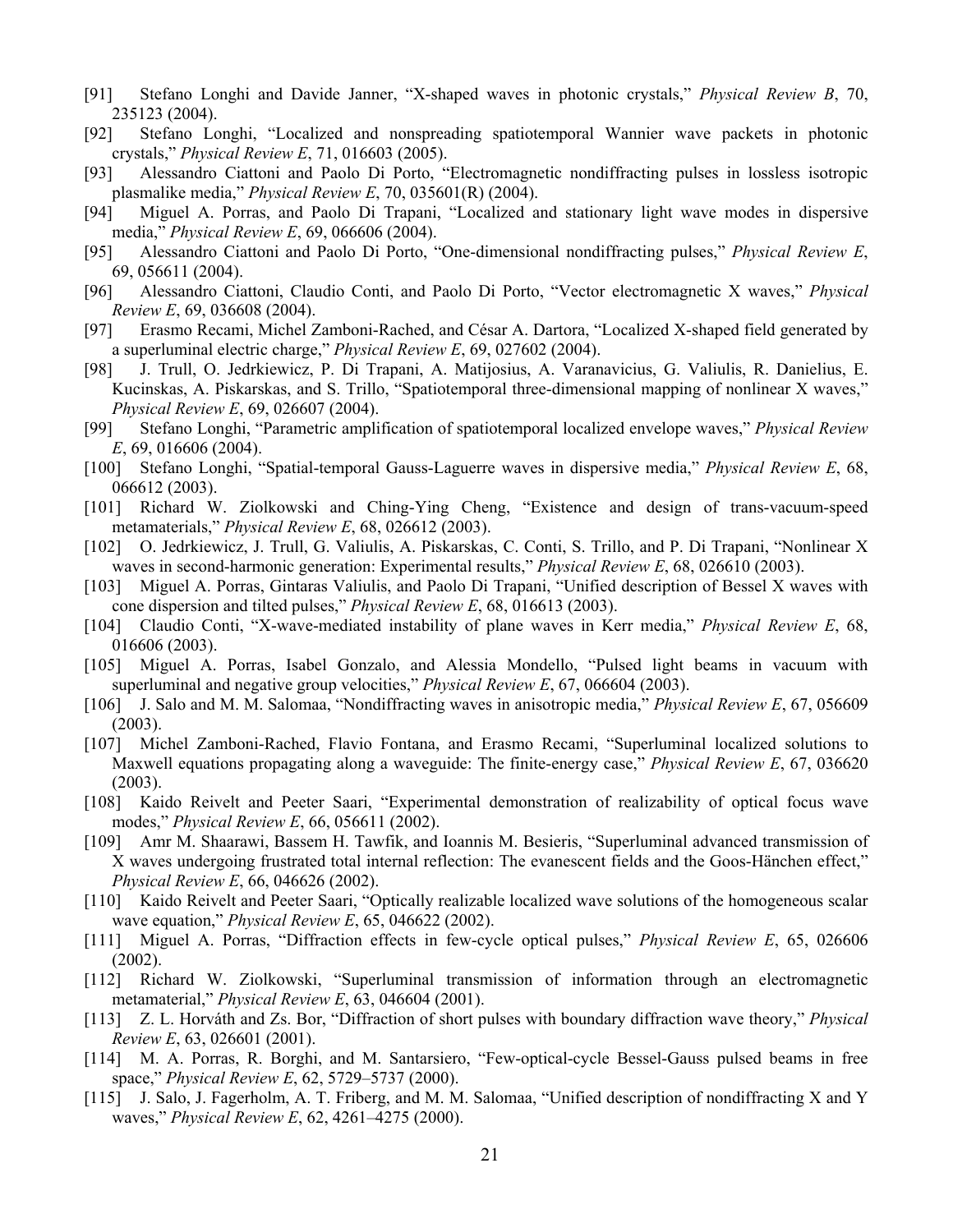[91] Stefano Longhi and Davide Janner, "X-shaped waves in photonic crystals," *Physical Review B*, 70, 235123 (2004).

[92] Stefano Longhi, "Localized and nonspreading spatiotemporal Wannier wave packets in photonic crystals," *Physical Review E*, 71, 016603 (2005).

[93] Alessandro Ciattoni and Paolo Di Porto, "Electromagnetic nondiffracting pulses in lossless isotropic plasmalike media," *Physical Review E*, 70, 035601(R) (2004).

[94] Miguel A. Porras, and Paolo Di Trapani, "Localized and stationary light wave modes in dispersive media," *Physical Review E*, 69, 066606 (2004).

[95] Alessandro Ciattoni and Paolo Di Porto, "One-dimensional nondiffracting pulses," *Physical Review E*, 69, 056611 (2004).

[96] Alessandro Ciattoni, Claudio Conti, and Paolo Di Porto, "Vector electromagnetic X waves," *Physical Review E*, 69, 036608 (2004).

[97] Erasmo Recami, Michel Zamboni-Rached, and César A. Dartora, "Localized X-shaped field generated by a superluminal electric charge," *Physical Review E*, 69, 027602 (2004).

[98] J. Trull, O. Jedrkiewicz, P. Di Trapani, A. Matijosius, A. Varanavicius, G. Valiulis, R. Danielius, E. Kucinskas, A. Piskarskas, and S. Trillo, "Spatiotemporal three-dimensional mapping of nonlinear X waves," *Physical Review E*, 69, 026607 (2004).

[99] Stefano Longhi, "Parametric amplification of spatiotemporal localized envelope waves," *Physical Review E*, 69, 016606 (2004).

[100] Stefano Longhi, "Spatial-temporal Gauss-Laguerre waves in dispersive media," *Physical Review E*, 68, 066612 (2003).

[101] Richard W. Ziolkowski and Ching-Ying Cheng, "Existence and design of trans-vacuum-speed metamaterials," *Physical Review E*, 68, 026612 (2003).

[102] O. Jedrkiewicz, J. Trull, G. Valiulis, A. Piskarskas, C. Conti, S. Trillo, and P. Di Trapani, "Nonlinear X waves in second-harmonic generation: Experimental results," *Physical Review E*, 68, 026610 (2003).

[103] Miguel A. Porras, Gintaras Valiulis, and Paolo Di Trapani, "Unified description of Bessel X waves with cone dispersion and tilted pulses," *Physical Review E*, 68, 016613 (2003).

[104] Claudio Conti, "X-wave-mediated instability of plane waves in Kerr media," *Physical Review E*, 68, 016606 (2003).

[105] Miguel A. Porras, Isabel Gonzalo, and Alessia Mondello, "Pulsed light beams in vacuum with superluminal and negative group velocities," *Physical Review E*, 67, 066604 (2003).

[106] J. Salo and M. M. Salomaa, "Nondiffracting waves in anisotropic media," *Physical Review E*, 67, 056609 (2003).

[107] Michel Zamboni-Rached, Flavio Fontana, and Erasmo Recami, "Superluminal localized solutions to Maxwell equations propagating along a waveguide: The finite-energy case," *Physical Review E*, 67, 036620 (2003).

[108] Kaido Reivelt and Peeter Saari, "Experimental demonstration of realizability of optical focus wave modes," *Physical Review E*, 66, 056611 (2002).

[109] Amr M. Shaarawi, Bassem H. Tawfik, and Ioannis M. Besieris, "Superluminal advanced transmission of X waves undergoing frustrated total internal reflection: The evanescent fields and the Goos-Hänchen effect," *Physical Review E*, 66, 046626 (2002).

[110] Kaido Reivelt and Peeter Saari, "Optically realizable localized wave solutions of the homogeneous scalar wave equation," *Physical Review E*, 65, 046622 (2002).

[111] Miguel A. Porras, "Diffraction effects in few-cycle optical pulses," *Physical Review E*, 65, 026606 (2002).

[112] Richard W. Ziolkowski, "Superluminal transmission of information through an electromagnetic metamaterial," *Physical Review E*, 63, 046604 (2001).

[113] Z. L. Horváth and Zs. Bor, "Diffraction of short pulses with boundary diffraction wave theory," *Physical Review E*, 63, 026601 (2001).

[114] M. A. Porras, R. Borghi, and M. Santarsiero, "Few-optical-cycle Bessel-Gauss pulsed beams in free space," *Physical Review E*, 62, 5729–5737 (2000).

[115] J. Salo, J. Fagerholm, A. T. Friberg, and M. M. Salomaa, "Unified description of nondiffracting X and Y waves," *Physical Review E*, 62, 4261–4275 (2000).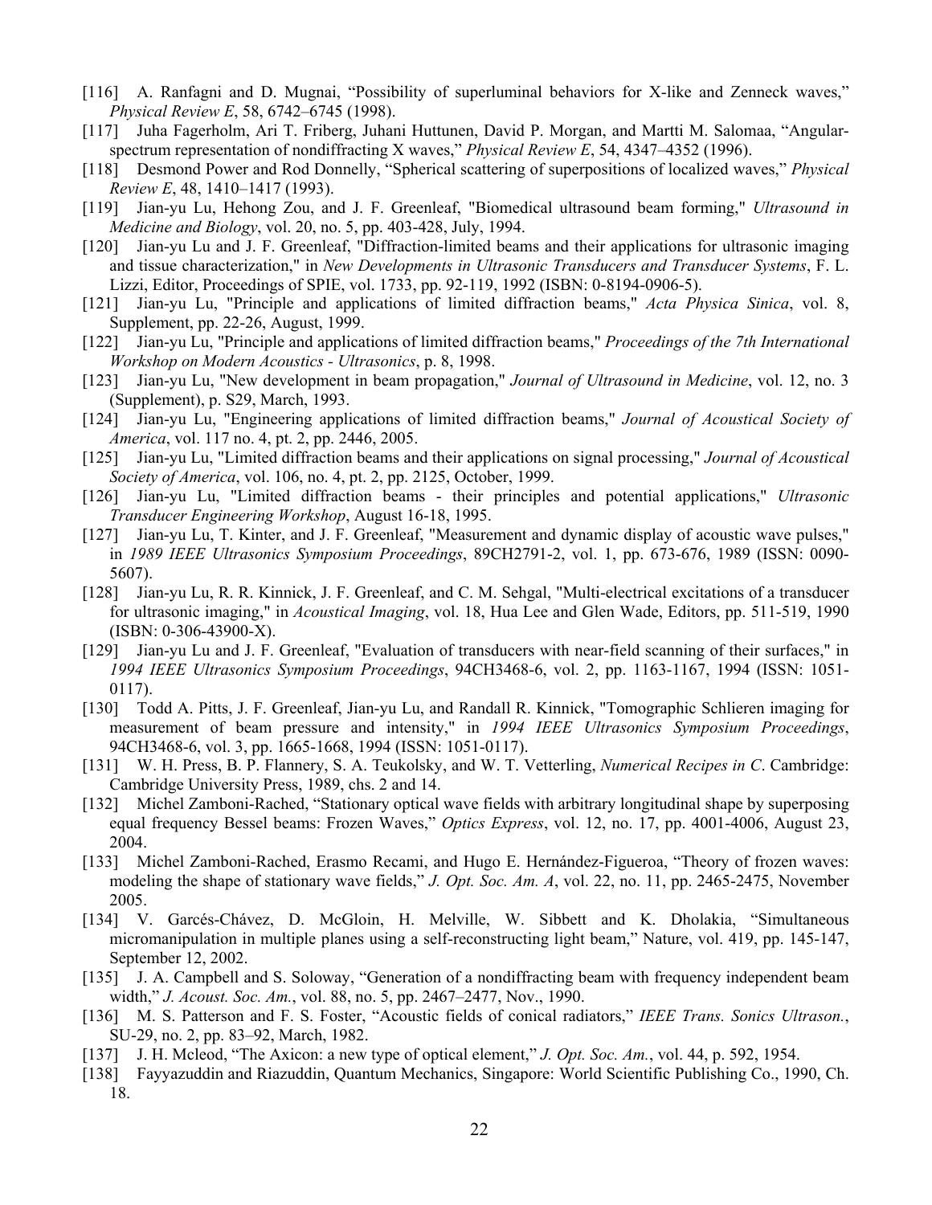[116] A. Ranfagni and D. Mugnai, “Possibility of superluminal behaviors for X-like and Zenneck waves,” *Physical Review E*, 58, 6742–6745 (1998).

[117] Juha Fagerholm, Ari T. Friberg, Juhani Huttunen, David P. Morgan, and Martti M. Salomaa, “Angular-spectrum representation of nondiffracting X waves,” *Physical Review E*, 54, 4347–4352 (1996).

[118] Desmond Power and Rod Donnelly, “Spherical scattering of superpositions of localized waves,” *Physical Review E*, 48, 1410–1417 (1993).

[119] Jian-yu Lu, Hehong Zou, and J. F. Greenleaf, "Biomedical ultrasound beam forming," *Ultrasound in Medicine and Biology*, vol. 20, no. 5, pp. 403-428, July, 1994.

[120] Jian-yu Lu and J. F. Greenleaf, "Diffraction-limited beams and their applications for ultrasonic imaging and tissue characterization," in *New Developments in Ultrasonic Transducers and Transducer Systems*, F. L. Lizzi, Editor, Proceedings of SPIE, vol. 1733, pp. 92-119, 1992 (ISBN: 0-8194-0906-5).

[121] Jian-yu Lu, "Principle and applications of limited diffraction beams," *Acta Physica Sinica*, vol. 8, Supplement, pp. 22-26, August, 1999.

[122] Jian-yu Lu, "Principle and applications of limited diffraction beams," *Proceedings of the 7th International Workshop on Modern Acoustics - Ultrasonics*, p. 8, 1998.

[123] Jian-yu Lu, "New development in beam propagation," *Journal of Ultrasound in Medicine*, vol. 12, no. 3 (Supplement), p. S29, March, 1993.

[124] Jian-yu Lu, "Engineering applications of limited diffraction beams," *Journal of Acoustical Society of America*, vol. 117 no. 4, pt. 2, pp. 2446, 2005.

[125] Jian-yu Lu, "Limited diffraction beams and their applications on signal processing," *Journal of Acoustical Society of America*, vol. 106, no. 4, pt. 2, pp. 2125, October, 1999.

[126] Jian-yu Lu, "Limited diffraction beams - their principles and potential applications," *Ultrasonic Transducer Engineering Workshop*, August 16-18, 1995.

[127] Jian-yu Lu, T. Kinter, and J. F. Greenleaf, "Measurement and dynamic display of acoustic wave pulses," in *1989 IEEE Ultrasonics Symposium Proceedings*, 89CH2791-2, vol. 1, pp. 673-676, 1989 (ISSN: 0090-5607).

[128] Jian-yu Lu, R. R. Kinnick, J. F. Greenleaf, and C. M. Sehgal, "Multi-electrical excitations of a transducer for ultrasonic imaging," in *Acoustical Imaging*, vol. 18, Hua Lee and Glen Wade, Editors, pp. 511-519, 1990 (ISBN: 0-306-43900-X).

[129] Jian-yu Lu and J. F. Greenleaf, "Evaluation of transducers with near-field scanning of their surfaces," in *1994 IEEE Ultrasonics Symposium Proceedings*, 94CH3468-6, vol. 2, pp. 1163-1167, 1994 (ISSN: 1051-0117).

[130] Todd A. Pitts, J. F. Greenleaf, Jian-yu Lu, and Randall R. Kinnick, "Tomographic Schlieren imaging for measurement of beam pressure and intensity," in *1994 IEEE Ultrasonics Symposium Proceedings*, 94CH3468-6, vol. 3, pp. 1665-1668, 1994 (ISSN: 1051-0117).

[131] W. H. Press, B. P. Flannery, S. A. Teukolsky, and W. T. Vetterling, *Numerical Recipes in C*. Cambridge: Cambridge University Press, 1989, chs. 2 and 14.

[132] Michel Zamboni-Rached, “Stationary optical wave fields with arbitrary longitudinal shape by superposing equal frequency Bessel beams: Frozen Waves,” *Optics Express*, vol. 12, no. 17, pp. 4001-4006, August 23, 2004.

[133] Michel Zamboni-Rached, Erasmo Recami, and Hugo E. Hernández-Figueroa, “Theory of frozen waves: modeling the shape of stationary wave fields,” *J. Opt. Soc. Am. A*, vol. 22, no. 11, pp. 2465-2475, November 2005.

[134] V. Garcés-Chávez, D. McGloin, H. Melville, W. Sibbett and K. Dholakia, “Simultaneous micromanipulation in multiple planes using a self-reconstructing light beam,” Nature, vol. 419, pp. 145-147, September 12, 2002.

[135] J. A. Campbell and S. Soloway, “Generation of a nondiffracting beam with frequency independent beam width,” *J. Acoust. Soc. Am.*, vol. 88, no. 5, pp. 2467–2477, Nov., 1990.

[136] M. S. Patterson and F. S. Foster, “Acoustic fields of conical radiators,” *IEEE Trans. Sonics Ultrason.*, SU-29, no. 2, pp. 83–92, March, 1982.

[137] J. H. Mcleod, “The Axicon: a new type of optical element,” *J. Opt. Soc. Am.*, vol. 44, p. 592, 1954.

[138] Fayyazuddin and Riazuddin, Quantum Mechanics, Singapore: World Scientific Publishing Co., 1990, Ch. 18.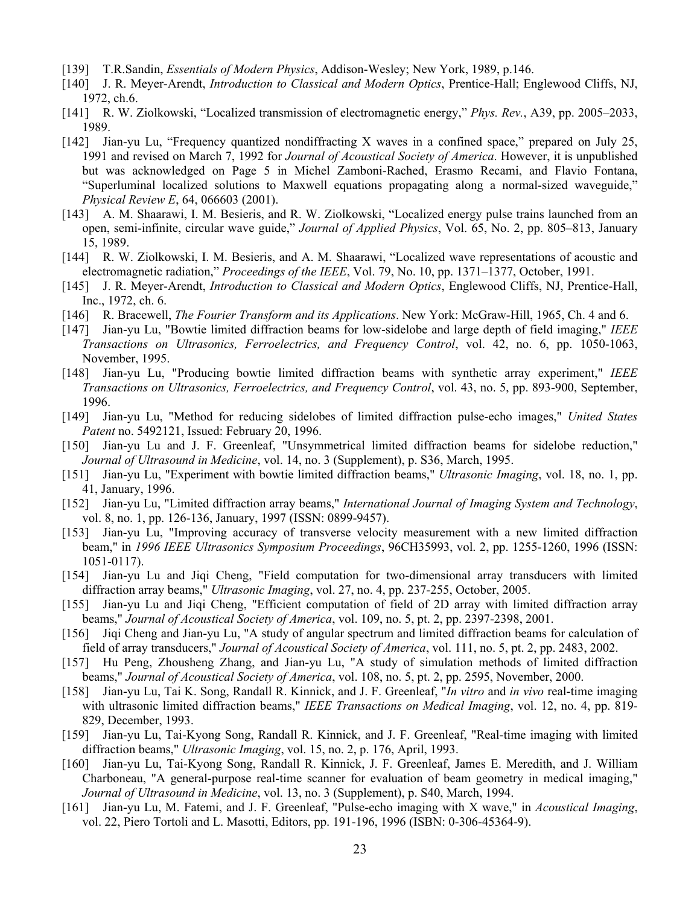[139] T.R.Sandin, *Essentials of Modern Physics*, Addison-Wesley; New York, 1989, p.146.

[140] J. R. Meyer-Arendt, *Introduction to Classical and Modern Optics*, Prentice-Hall; Englewood Cliffs, NJ, 1972, ch.6.

[141] R. W. Ziolkowski, "Localized transmission of electromagnetic energy," *Phys. Rev.*, A39, pp. 2005–2033, 1989.

[142] Jian-yu Lu, "Frequency quantized nondiffracting X waves in a confined space," prepared on July 25, 1991 and revised on March 7, 1992 for *Journal of Acoustical Society of America*. However, it is unpublished but was acknowledged on Page 5 in Michel Zamboni-Rached, Erasmo Recami, and Flavio Fontana, "Superluminal localized solutions to Maxwell equations propagating along a normal-sized waveguide," *Physical Review E*, 64, 066603 (2001).

[143] A. M. Shaarawi, I. M. Besieris, and R. W. Ziolkowski, "Localized energy pulse trains launched from an open, semi-infinite, circular wave guide," *Journal of Applied Physics*, Vol. 65, No. 2, pp. 805–813, January 15, 1989.

[144] R. W. Ziolkowski, I. M. Besieris, and A. M. Shaarawi, "Localized wave representations of acoustic and electromagnetic radiation," *Proceedings of the IEEE*, Vol. 79, No. 10, pp. 1371–1377, October, 1991.

[145] J. R. Meyer-Arendt, *Introduction to Classical and Modern Optics*, Englewood Cliffs, NJ, Prentice-Hall, Inc., 1972, ch. 6.

[146] R. Bracewell, *The Fourier Transform and its Applications*. New York: McGraw-Hill, 1965, Ch. 4 and 6.

[147] Jian-yu Lu, "Bowtie limited diffraction beams for low-sidelobe and large depth of field imaging," *IEEE Transactions on Ultrasonics, Ferroelectrics, and Frequency Control*, vol. 42, no. 6, pp. 1050-1063, November, 1995.

[148] Jian-yu Lu, "Producing bowtie limited diffraction beams with synthetic array experiment," *IEEE Transactions on Ultrasonics, Ferroelectrics, and Frequency Control*, vol. 43, no. 5, pp. 893-900, September, 1996.

[149] Jian-yu Lu, "Method for reducing sidelobes of limited diffraction pulse-echo images," *United States Patent* no. 5492121, Issued: February 20, 1996.

[150] Jian-yu Lu and J. F. Greenleaf, "Unsymmetrical limited diffraction beams for sidelobe reduction," *Journal of Ultrasound in Medicine*, vol. 14, no. 3 (Supplement), p. S36, March, 1995.

[151] Jian-yu Lu, "Experiment with bowtie limited diffraction beams," *Ultrasonic Imaging*, vol. 18, no. 1, pp. 41, January, 1996.

[152] Jian-yu Lu, "Limited diffraction array beams," *International Journal of Imaging System and Technology*, vol. 8, no. 1, pp. 126-136, January, 1997 (ISSN: 0899-9457).

[153] Jian-yu Lu, "Improving accuracy of transverse velocity measurement with a new limited diffraction beam," in *1996 IEEE Ultrasonics Symposium Proceedings*, 96CH35993, vol. 2, pp. 1255-1260, 1996 (ISSN: 1051-0117).

[154] Jian-yu Lu and Jiqi Cheng, "Field computation for two-dimensional array transducers with limited diffraction array beams," *Ultrasonic Imaging*, vol. 27, no. 4, pp. 237-255, October, 2005.

[155] Jian-yu Lu and Jiqi Cheng, "Efficient computation of field of 2D array with limited diffraction array beams," *Journal of Acoustical Society of America*, vol. 109, no. 5, pt. 2, pp. 2397-2398, 2001.

[156] Jiqi Cheng and Jian-yu Lu, "A study of angular spectrum and limited diffraction beams for calculation of field of array transducers," *Journal of Acoustical Society of America*, vol. 111, no. 5, pt. 2, pp. 2483, 2002.

[157] Hu Peng, Zhousheng Zhang, and Jian-yu Lu, "A study of simulation methods of limited diffraction beams," *Journal of Acoustical Society of America*, vol. 108, no. 5, pt. 2, pp. 2595, November, 2000.

[158] Jian-yu Lu, Tai K. Song, Randall R. Kinnick, and J. F. Greenleaf, "*In vitro* and *in vivo* real-time imaging with ultrasonic limited diffraction beams," *IEEE Transactions on Medical Imaging*, vol. 12, no. 4, pp. 819-829, December, 1993.

[159] Jian-yu Lu, Tai-Kyong Song, Randall R. Kinnick, and J. F. Greenleaf, "Real-time imaging with limited diffraction beams," *Ultrasonic Imaging*, vol. 15, no. 2, p. 176, April, 1993.

[160] Jian-yu Lu, Tai-Kyong Song, Randall R. Kinnick, J. F. Greenleaf, James E. Meredith, and J. William Charboneau, "A general-purpose real-time scanner for evaluation of beam geometry in medical imaging," *Journal of Ultrasound in Medicine*, vol. 13, no. 3 (Supplement), p. S40, March, 1994.

[161] Jian-yu Lu, M. Fatemi, and J. F. Greenleaf, "Pulse-echo imaging with X wave," in *Acoustical Imaging*, vol. 22, Piero Tortoli and L. Masotti, Editors, pp. 191-196, 1996 (ISBN: 0-306-45364-9).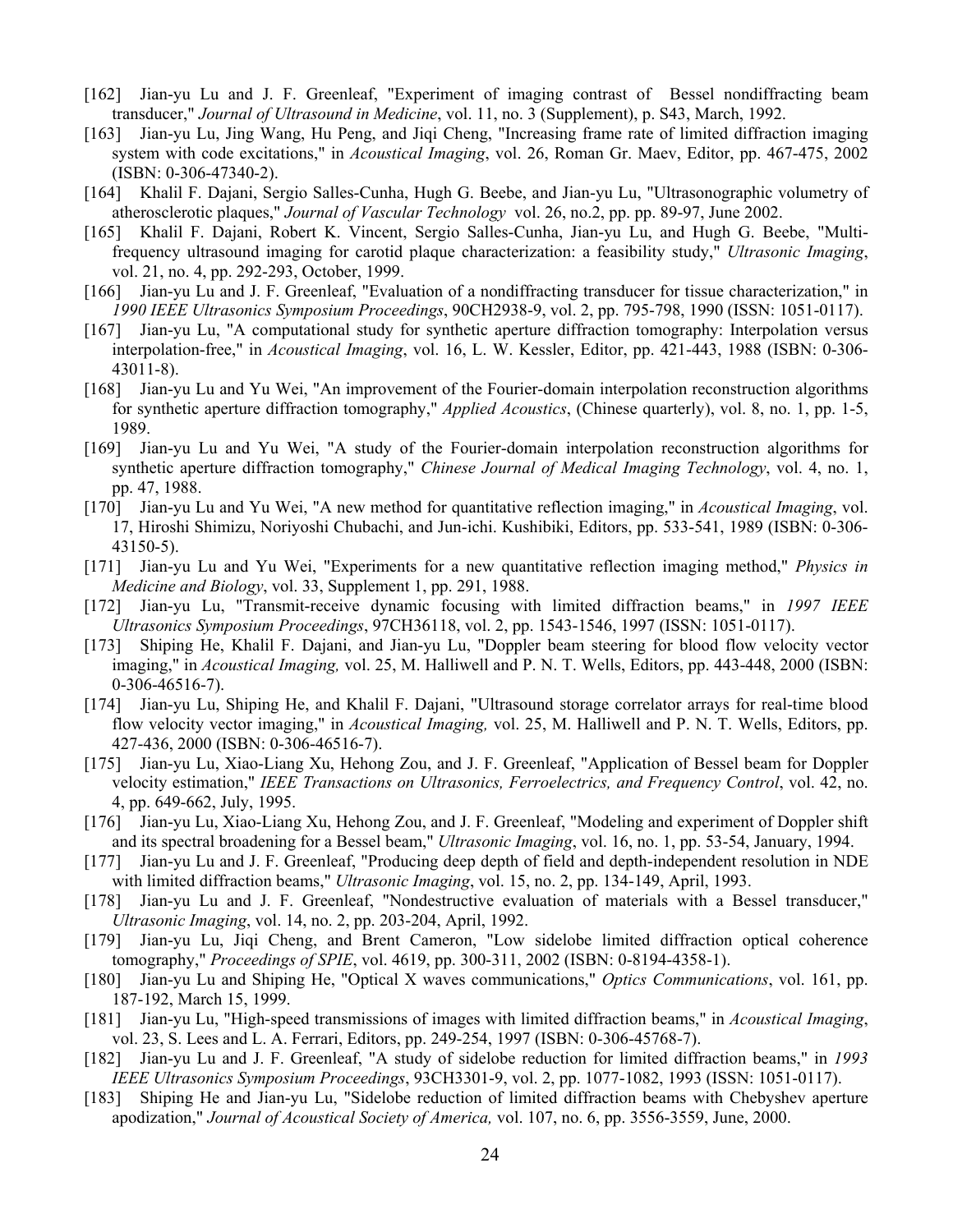[162] Jian-yu Lu and J. F. Greenleaf, "Experiment of imaging contrast of Bessel nondiffracting beam transducer," *Journal of Ultrasound in Medicine*, vol. 11, no. 3 (Supplement), p. S43, March, 1992.

[163] Jian-yu Lu, Jing Wang, Hu Peng, and Jiqi Cheng, "Increasing frame rate of limited diffraction imaging system with code excitations," in *Acoustical Imaging*, vol. 26, Roman Gr. Maev, Editor, pp. 467-475, 2002 (ISBN: 0-306-47340-2).

[164] Khalil F. Dajani, Sergio Salles-Cunha, Hugh G. Beebe, and Jian-yu Lu, "Ultrasonographic volumetry of atherosclerotic plaques," *Journal of Vascular Technology* vol. 26, no.2, pp. pp. 89-97, June 2002.

[165] Khalil F. Dajani, Robert K. Vincent, Sergio Salles-Cunha, Jian-yu Lu, and Hugh G. Beebe, "Multi-frequency ultrasound imaging for carotid plaque characterization: a feasibility study," *Ultrasonic Imaging*, vol. 21, no. 4, pp. 292-293, October, 1999.

[166] Jian-yu Lu and J. F. Greenleaf, "Evaluation of a nondiffracting transducer for tissue characterization," in *1990 IEEE Ultrasonics Symposium Proceedings*, 90CH2938-9, vol. 2, pp. 795-798, 1990 (ISSN: 1051-0117).

[167] Jian-yu Lu, "A computational study for synthetic aperture diffraction tomography: Interpolation versus interpolation-free," in *Acoustical Imaging*, vol. 16, L. W. Kessler, Editor, pp. 421-443, 1988 (ISBN: 0-306-43011-8).

[168] Jian-yu Lu and Yu Wei, "An improvement of the Fourier-domain interpolation reconstruction algorithms for synthetic aperture diffraction tomography," *Applied Acoustics*, (Chinese quarterly), vol. 8, no. 1, pp. 1-5, 1989.

[169] Jian-yu Lu and Yu Wei, "A study of the Fourier-domain interpolation reconstruction algorithms for synthetic aperture diffraction tomography," *Chinese Journal of Medical Imaging Technology*, vol. 4, no. 1, pp. 47, 1988.

[170] Jian-yu Lu and Yu Wei, "A new method for quantitative reflection imaging," in *Acoustical Imaging*, vol. 17, Hiroshi Shimizu, Noriyoshi Chubachi, and Jun-ichi. Kushibiki, Editors, pp. 533-541, 1989 (ISBN: 0-306-43150-5).

[171] Jian-yu Lu and Yu Wei, "Experiments for a new quantitative reflection imaging method," *Physics in Medicine and Biology*, vol. 33, Supplement 1, pp. 291, 1988.

[172] Jian-yu Lu, "Transmit-receive dynamic focusing with limited diffraction beams," in *1997 IEEE Ultrasonics Symposium Proceedings*, 97CH36118, vol. 2, pp. 1543-1546, 1997 (ISSN: 1051-0117).

[173] Shiping He, Khalil F. Dajani, and Jian-yu Lu, "Doppler beam steering for blood flow velocity vector imaging," in *Acoustical Imaging,* vol. 25, M. Halliwell and P. N. T. Wells, Editors, pp. 443-448, 2000 (ISBN: 0-306-46516-7).

[174] Jian-yu Lu, Shiping He, and Khalil F. Dajani, "Ultrasound storage correlator arrays for real-time blood flow velocity vector imaging," in *Acoustical Imaging,* vol. 25, M. Halliwell and P. N. T. Wells, Editors, pp. 427-436, 2000 (ISBN: 0-306-46516-7).

[175] Jian-yu Lu, Xiao-Liang Xu, Hehong Zou, and J. F. Greenleaf, "Application of Bessel beam for Doppler velocity estimation," *IEEE Transactions on Ultrasonics, Ferroelectrics, and Frequency Control*, vol. 42, no. 4, pp. 649-662, July, 1995.

[176] Jian-yu Lu, Xiao-Liang Xu, Hehong Zou, and J. F. Greenleaf, "Modeling and experiment of Doppler shift and its spectral broadening for a Bessel beam," *Ultrasonic Imaging*, vol. 16, no. 1, pp. 53-54, January, 1994.

[177] Jian-yu Lu and J. F. Greenleaf, "Producing deep depth of field and depth-independent resolution in NDE with limited diffraction beams," *Ultrasonic Imaging*, vol. 15, no. 2, pp. 134-149, April, 1993.

[178] Jian-yu Lu and J. F. Greenleaf, "Nondestructive evaluation of materials with a Bessel transducer," *Ultrasonic Imaging*, vol. 14, no. 2, pp. 203-204, April, 1992.

[179] Jian-yu Lu, Jiqi Cheng, and Brent Cameron, "Low sidelobe limited diffraction optical coherence tomography," *Proceedings of SPIE*, vol. 4619, pp. 300-311, 2002 (ISBN: 0-8194-4358-1).

[180] Jian-yu Lu and Shiping He, "Optical X waves communications," *Optics Communications*, vol. 161, pp. 187-192, March 15, 1999.

[181] Jian-yu Lu, "High-speed transmissions of images with limited diffraction beams," in *Acoustical Imaging*, vol. 23, S. Lees and L. A. Ferrari, Editors, pp. 249-254, 1997 (ISBN: 0-306-45768-7).

[182] Jian-yu Lu and J. F. Greenleaf, "A study of sidelobe reduction for limited diffraction beams," in *1993 IEEE Ultrasonics Symposium Proceedings*, 93CH3301-9, vol. 2, pp. 1077-1082, 1993 (ISSN: 1051-0117).

[183] Shiping He and Jian-yu Lu, "Sidelobe reduction of limited diffraction beams with Chebyshev aperture apodization," *Journal of Acoustical Society of America,* vol. 107, no. 6, pp. 3556-3559, June, 2000.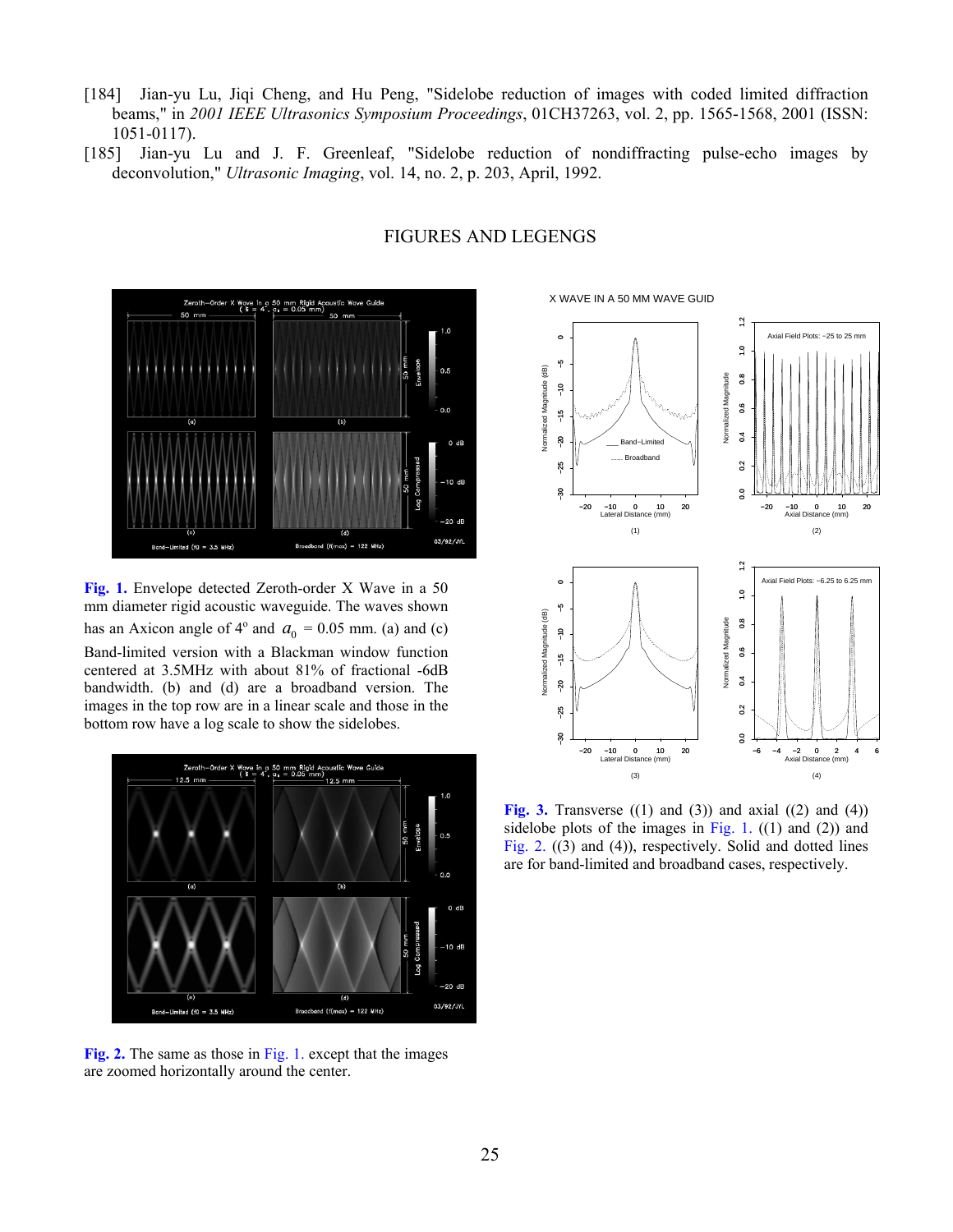[184] Jian-yu Lu, Jiqi Cheng, and Hu Peng, "Sidelobe reduction of images with coded limited diffraction beams," in *2001 IEEE Ultrasonics Symposium Proceedings*, 01CH37263, vol. 2, pp. 1565-1568, 2001 (ISSN: 1051-0117).

[185] Jian-yu Lu and J. F. Greenleaf, "Sidelobe reduction of nondiffracting pulse-echo images by deconvolution," *Ultrasonic Imaging*, vol. 14, no. 2, p. 203, April, 1992.

## FIGURES AND LEGENGS

Zeroth−Order X Wave in a 50 mm Rigid Acoustic Wave Guide
( ζ = 4°, $a_0$ = 0.05 mm)
50 mm
50 mm
50 mm
Envelope
1.0
0.5
0.0
(a)
(b)
50 mm
Log Compressed
0 dB
−10 dB
−20 dB
(c)
(d)
Band−Limited (f0 = 3.5 MHz)
Broadband (f(max) = 122 MHz)
03/92/JYL

**Fig. 1.** Envelope detected Zeroth-order X Wave in a 50 mm diameter rigid acoustic waveguide. The waves shown has an Axicon angle of 4° and $a_0$ = 0.05 mm. (a) and (c) Band-limited version with a Blackman window function centered at 3.5MHz with about 81% of fractional -6dB bandwidth. (b) and (d) are a broadband version. The images in the top row are in a linear scale and those in the bottom row have a log scale to show the sidelobes.

Zeroth−Order X Wave in a 50 mm Rigid Acoustic Wave Guide
( ζ = 4°, $a_0$ = 0.05 mm)
12.5 mm
12.5 mm
50 mm
Envelope
1.0
0.5
0.0
(a)
(b)
50 mm
Log Compressed
0 dB
−10 dB
−20 dB
(c)
(d)
Band−Limited (f0 = 3.5 MHz)
Broadband (f(max) = 122 MHz)
03/92/JYL

**Fig. 2.** The same as those in Fig. 1. except that the images are zoomed horizontally around the center.

X WAVE IN A 50 MM WAVE GUID

Normalized Magnitude (dB)
0
−5
−10
−15
−20
−25
−30
___ Band−Limited
...... Broadband
−20 −10 0 10 20
Lateral Distance (mm)
(1)

Normalized Magnitude
1.2
1.0
0.8
0.6
0.4
0.2
0.0
Axial Field Plots: −25 to 25 mm
−20 −10 0 10 20
Axial Distance (mm)
(2)

Normalized Magnitude (dB)
0
−5
−10
−15
−20
−25
−30
−20 −10 0 10 20
Lateral Distance (mm)
(3)

Normalized Magnitude
1.2
1.0
0.8
0.6
0.4
0.2
0.0
Axial Field Plots: −6.25 to 6.25 mm
−6 −4 −2 0 2 4 6
Axial Distance (mm)
(4)

**Fig. 3.** Transverse ((1) and (3)) and axial ((2) and (4)) sidelobe plots of the images in Fig. 1. ((1) and (2)) and Fig. 2. ((3) and (4)), respectively. Solid and dotted lines are for band-limited and broadband cases, respectively.